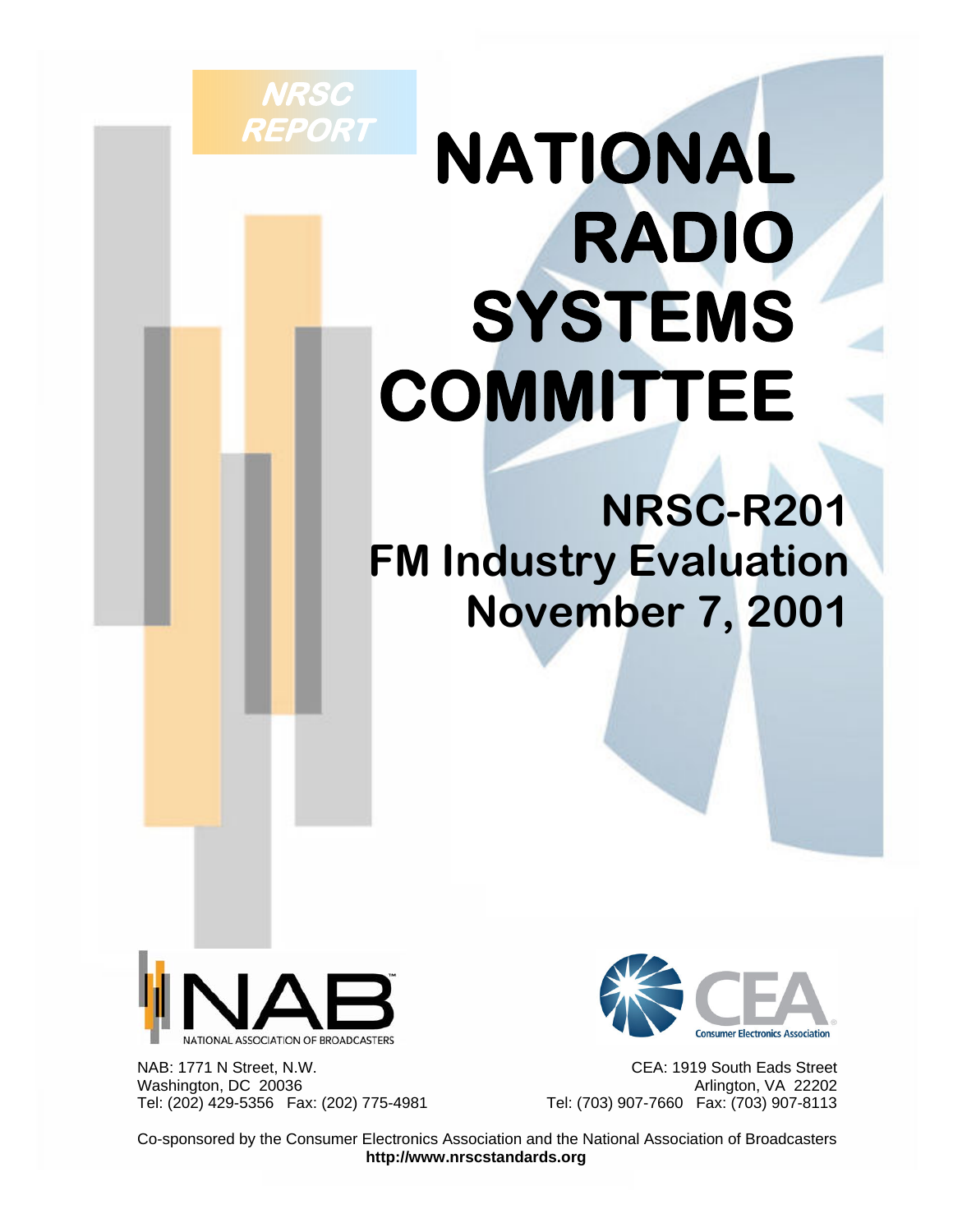NRSC REPORT

# NATIONAL RADIO SYSTEMS COMMITTEE

## NRSC-R201
## FM Industry Evaluation
## November 7, 2001

NAB: 1771 N Street, N.W.
Washington, DC 20036
Tel: (202) 429-5356 Fax: (202) 775-4981

CEA: 1919 South Eads Street
Arlington, VA 22202
Tel: (703) 907-7660 Fax: (703) 907-8113

Co-sponsored by the Consumer Electronics Association and the National Association of Broadcasters
**http://www.nrscstandards.org**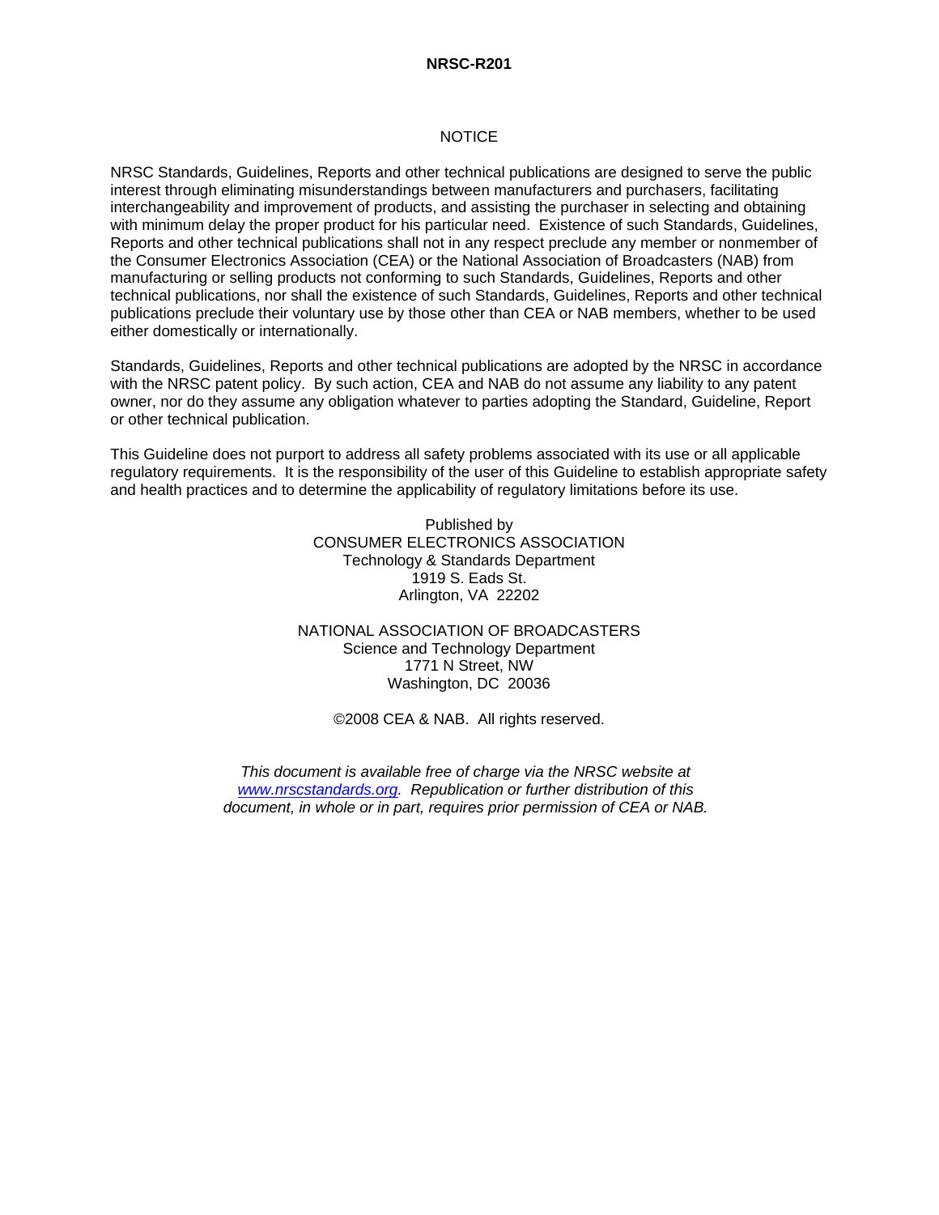NOTICE

NRSC Standards, Guidelines, Reports and other technical publications are designed to serve the public interest through eliminating misunderstandings between manufacturers and purchasers, facilitating interchangeability and improvement of products, and assisting the purchaser in selecting and obtaining with minimum delay the proper product for his particular need. Existence of such Standards, Guidelines, Reports and other technical publications shall not in any respect preclude any member or nonmember of the Consumer Electronics Association (CEA) or the National Association of Broadcasters (NAB) from manufacturing or selling products not conforming to such Standards, Guidelines, Reports and other technical publications, nor shall the existence of such Standards, Guidelines, Reports and other technical publications preclude their voluntary use by those other than CEA or NAB members, whether to be used either domestically or internationally.

Standards, Guidelines, Reports and other technical publications are adopted by the NRSC in accordance with the NRSC patent policy. By such action, CEA and NAB do not assume any liability to any patent owner, nor do they assume any obligation whatever to parties adopting the Standard, Guideline, Report or other technical publication.

This Guideline does not purport to address all safety problems associated with its use or all applicable regulatory requirements. It is the responsibility of the user of this Guideline to establish appropriate safety and health practices and to determine the applicability of regulatory limitations before its use.

Published by
CONSUMER ELECTRONICS ASSOCIATION
Technology & Standards Department
1919 S. Eads St.
Arlington, VA 22202

NATIONAL ASSOCIATION OF BROADCASTERS
Science and Technology Department
1771 N Street, NW
Washington, DC 20036

©2008 CEA & NAB. All rights reserved.

*This document is available free of charge via the NRSC website at [www.nrscstandards.org](http://www.nrscstandards.org). Republication or further distribution of this document, in whole or in part, requires prior permission of CEA or NAB.*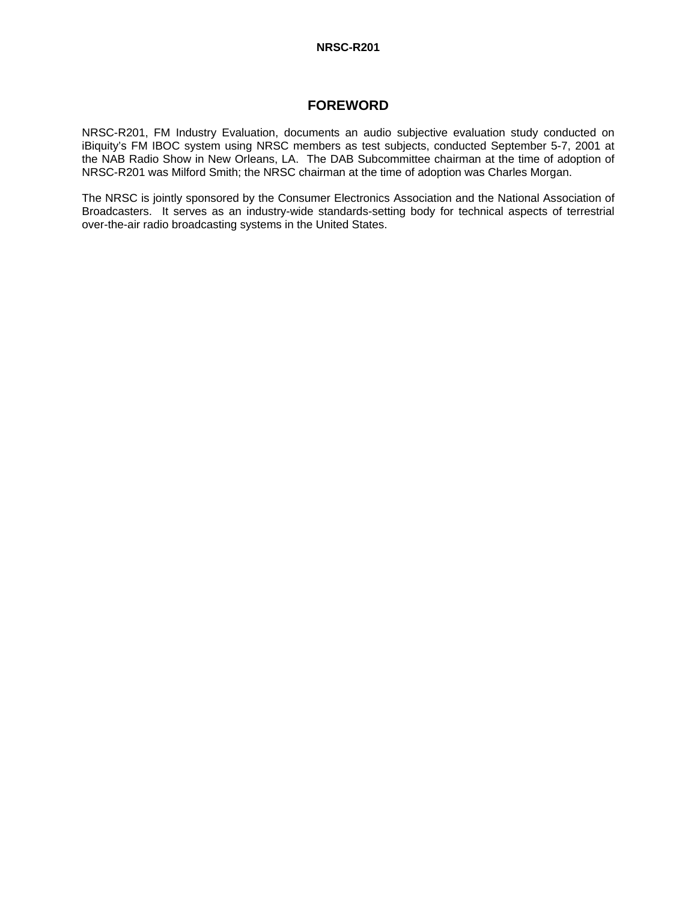# FOREWORD

NRSC-R201, FM Industry Evaluation, documents an audio subjective evaluation study conducted on iBiquity's FM IBOC system using NRSC members as test subjects, conducted September 5-7, 2001 at the NAB Radio Show in New Orleans, LA. The DAB Subcommittee chairman at the time of adoption of NRSC-R201 was Milford Smith; the NRSC chairman at the time of adoption was Charles Morgan.

The NRSC is jointly sponsored by the Consumer Electronics Association and the National Association of Broadcasters. It serves as an industry-wide standards-setting body for technical aspects of terrestrial over-the-air radio broadcasting systems in the United States.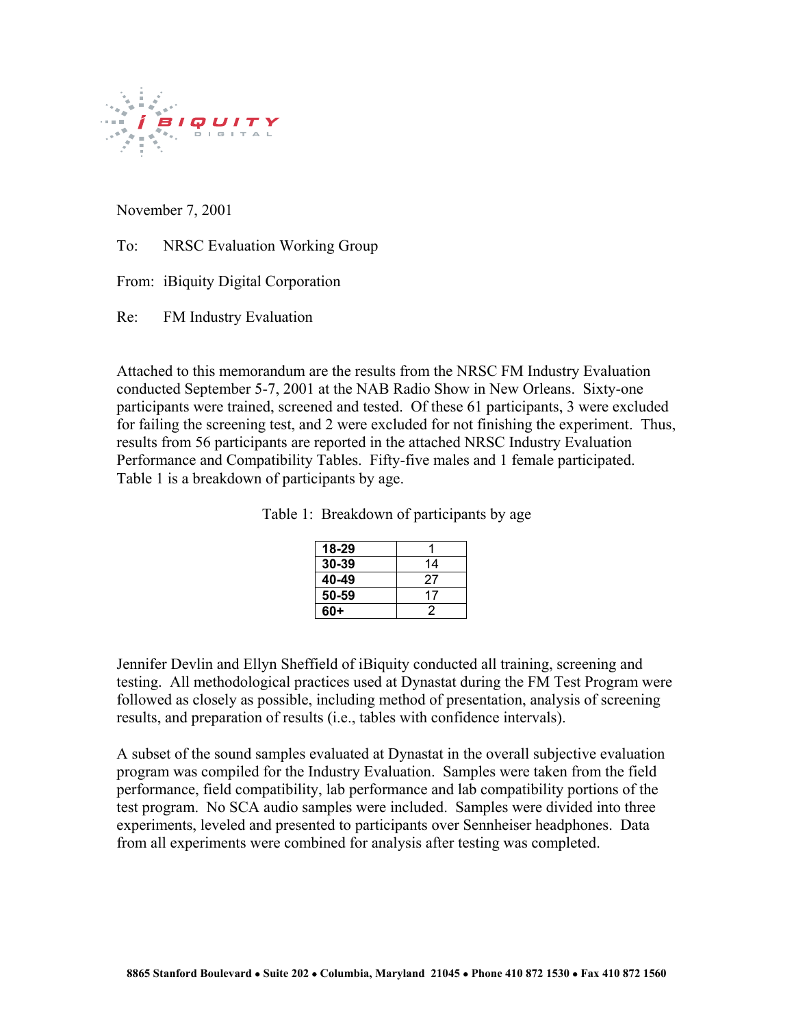November 7, 2001

To: NRSC Evaluation Working Group

From: iBiquity Digital Corporation

Re: FM Industry Evaluation

Attached to this memorandum are the results from the NRSC FM Industry Evaluation conducted September 5-7, 2001 at the NAB Radio Show in New Orleans. Sixty-one participants were trained, screened and tested. Of these 61 participants, 3 were excluded for failing the screening test, and 2 were excluded for not finishing the experiment. Thus, results from 56 participants are reported in the attached NRSC Industry Evaluation Performance and Compatibility Tables. Fifty-five males and 1 female participated. Table 1 is a breakdown of participants by age.

Table 1: Breakdown of participants by age

| Age | Count |
|---|---|
| **18-29** | 1 |
| **30-39** | 14 |
| **40-49** | 27 |
| **50-59** | 17 |
| **60+** | 2 |

Jennifer Devlin and Ellyn Sheffield of iBiquity conducted all training, screening and testing. All methodological practices used at Dynastat during the FM Test Program were followed as closely as possible, including method of presentation, analysis of screening results, and preparation of results (i.e., tables with confidence intervals).

A subset of the sound samples evaluated at Dynastat in the overall subjective evaluation program was compiled for the Industry Evaluation. Samples were taken from the field performance, field compatibility, lab performance and lab compatibility portions of the test program. No SCA audio samples were included. Samples were divided into three experiments, leveled and presented to participants over Sennheiser headphones. Data from all experiments were combined for analysis after testing was completed.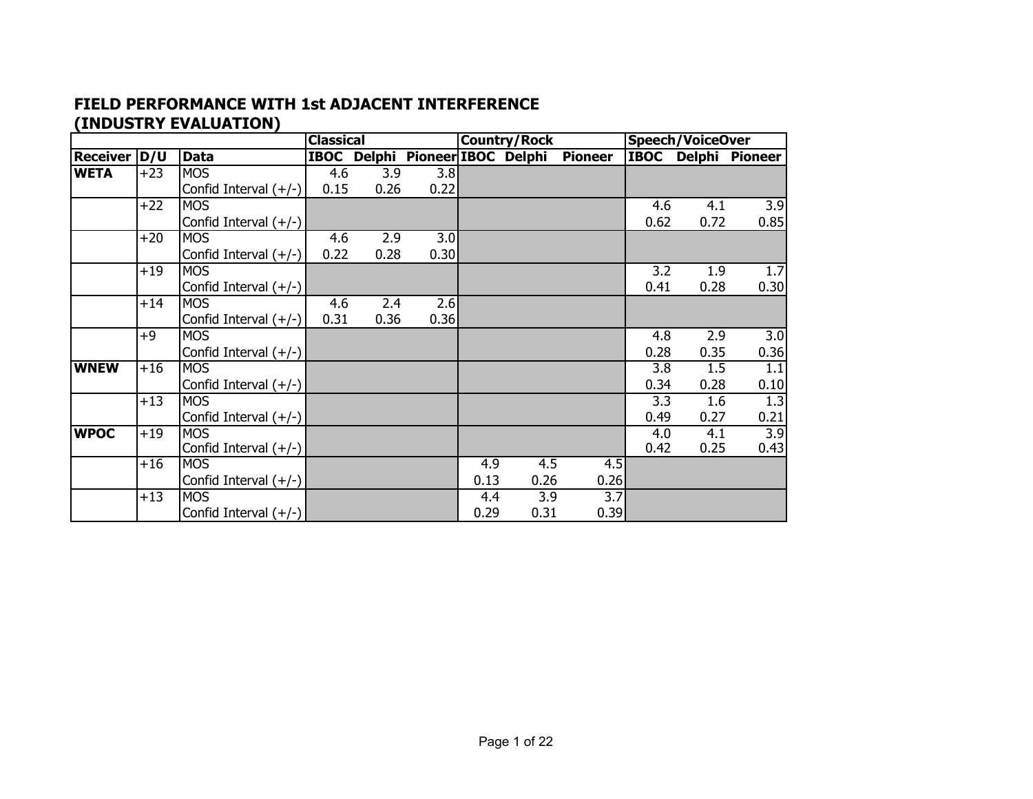## FIELD PERFORMANCE WITH 1st ADJACENT INTERFERENCE (INDUSTRY EVALUATION)

| | | | Classical | | | Country/Rock | | | Speech/VoiceOver | | |
|---|---|---|---|---|---|---|---|---|---|---|---|
| **Receiver** | **D/U** | **Data** | **IBOC** | **Delphi** | **Pioneer** | **IBOC** | **Delphi** | **Pioneer** | **IBOC** | **Delphi** | **Pioneer** |
| **WETA** | +23 | MOS | 4.6 | 3.9 | 3.8 | | | | | | |
| | | Confid Interval (+/-) | 0.15 | 0.26 | 0.22 | | | | | | |
| | +22 | MOS | | | | | | | 4.6 | 4.1 | 3.9 |
| | | Confid Interval (+/-) | | | | | | | 0.62 | 0.72 | 0.85 |
| | +20 | MOS | 4.6 | 2.9 | 3.0 | | | | | | |
| | | Confid Interval (+/-) | 0.22 | 0.28 | 0.30 | | | | | | |
| | +19 | MOS | | | | | | | 3.2 | 1.9 | 1.7 |
| | | Confid Interval (+/-) | | | | | | | 0.41 | 0.28 | 0.30 |
| | +14 | MOS | 4.6 | 2.4 | 2.6 | | | | | | |
| | | Confid Interval (+/-) | 0.31 | 0.36 | 0.36 | | | | | | |
| | +9 | MOS | | | | | | | 4.8 | 2.9 | 3.0 |
| | | Confid Interval (+/-) | | | | | | | 0.28 | 0.35 | 0.36 |
| **WNEW** | +16 | MOS | | | | | | | 3.8 | 1.5 | 1.1 |
| | | Confid Interval (+/-) | | | | | | | 0.34 | 0.28 | 0.10 |
| | +13 | MOS | | | | | | | 3.3 | 1.6 | 1.3 |
| | | Confid Interval (+/-) | | | | | | | 0.49 | 0.27 | 0.21 |
| **WPOC** | +19 | MOS | | | | | | | 4.0 | 4.1 | 3.9 |
| | | Confid Interval (+/-) | | | | | | | 0.42 | 0.25 | 0.43 |
| | +16 | MOS | | | | 4.9 | 4.5 | 4.5 | | | |
| | | Confid Interval (+/-) | | | | 0.13 | 0.26 | 0.26 | | | |
| | +13 | MOS | | | | 4.4 | 3.9 | 3.7 | | | |
| | | Confid Interval (+/-) | | | | 0.29 | 0.31 | 0.39 | | | |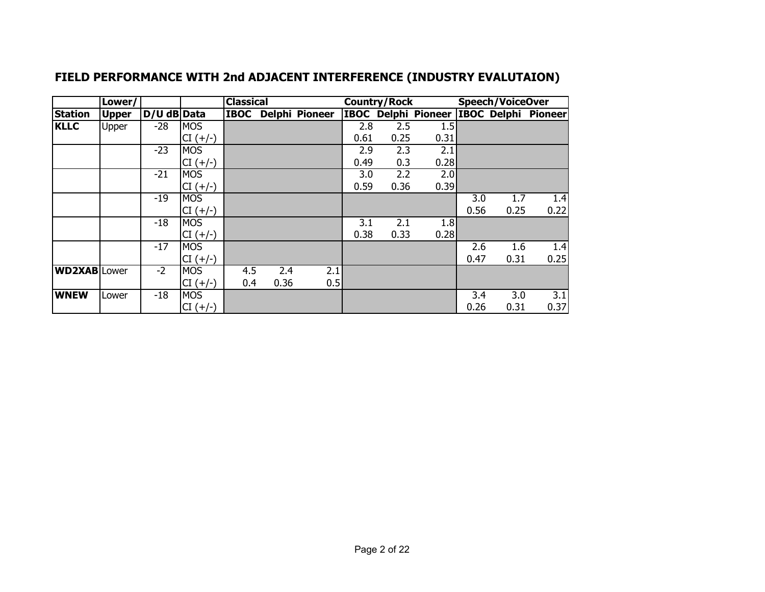## FIELD PERFORMANCE WITH 2nd ADJACENT INTERFERENCE (INDUSTRY EVALUTAION)

| | Lower/ | | | Classical | | | Country/Rock | | | Speech/VoiceOver | | |
|---|---|---|---|---|---|---|---|---|---|---|---|---|
| Station | Upper | D/U dB | Data | IBOC | Delphi | Pioneer | IBOC | Delphi | Pioneer | IBOC | Delphi | Pioneer |
| KLLC | Upper | -28 | MOS | | | | 2.8 | 2.5 | 1.5 | | | |
| | | | CI (+/-) | | | | 0.61 | 0.25 | 0.31 | | | |
| | | -23 | MOS | | | | 2.9 | 2.3 | 2.1 | | | |
| | | | CI (+/-) | | | | 0.49 | 0.3 | 0.28 | | | |
| | | -21 | MOS | | | | 3.0 | 2.2 | 2.0 | | | |
| | | | CI (+/-) | | | | 0.59 | 0.36 | 0.39 | | | |
| | | -19 | MOS | | | | | | | 3.0 | 1.7 | 1.4 |
| | | | CI (+/-) | | | | | | | 0.56 | 0.25 | 0.22 |
| | | -18 | MOS | | | | 3.1 | 2.1 | 1.8 | | | |
| | | | CI (+/-) | | | | 0.38 | 0.33 | 0.28 | | | |
| | | -17 | MOS | | | | | | | 2.6 | 1.6 | 1.4 |
| | | | CI (+/-) | | | | | | | 0.47 | 0.31 | 0.25 |
| WD2XAB | Lower | -2 | MOS | 4.5 | 2.4 | 2.1 | | | | | | |
| | | | CI (+/-) | 0.4 | 0.36 | 0.5 | | | | | | |
| WNEW | Lower | -18 | MOS | | | | | | | 3.4 | 3.0 | 3.1 |
| | | | CI (+/-) | | | | | | | 0.26 | 0.31 | 0.37 |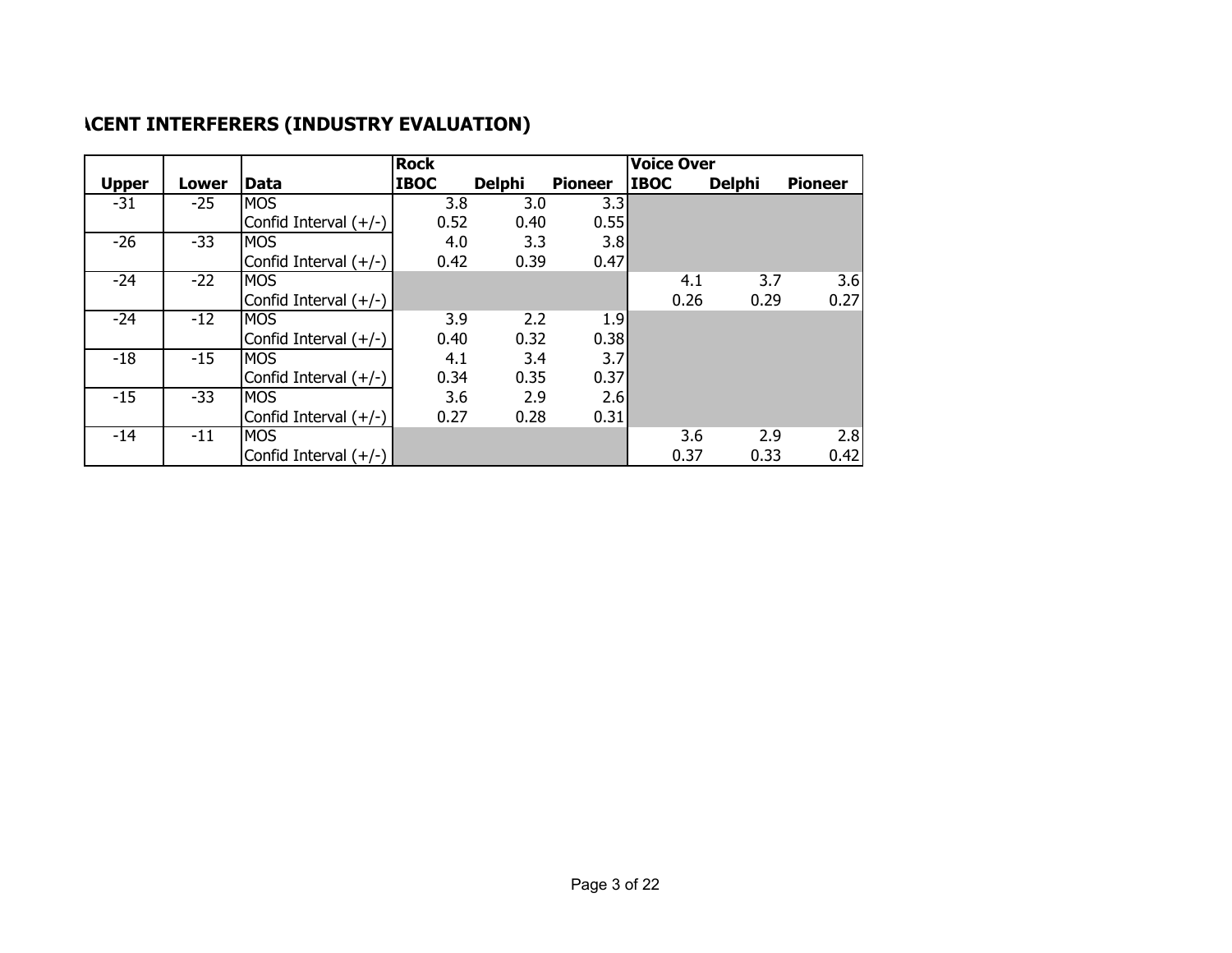## ACENT INTERFERERS (INDUSTRY EVALUATION)

| | | | Rock | | | Voice Over | | |
|---|---|---|---|---|---|---|---|---|
| Upper | Lower | Data | IBOC | Delphi | Pioneer | IBOC | Delphi | Pioneer |
| -31 | -25 | MOS | 3.8 | 3.0 | 3.3 | | | |
| | | Confid Interval (+/-) | 0.52 | 0.40 | 0.55 | | | |
| -26 | -33 | MOS | 4.0 | 3.3 | 3.8 | | | |
| | | Confid Interval (+/-) | 0.42 | 0.39 | 0.47 | | | |
| -24 | -22 | MOS | | | | 4.1 | 3.7 | 3.6 |
| | | Confid Interval (+/-) | | | | 0.26 | 0.29 | 0.27 |
| -24 | -12 | MOS | 3.9 | 2.2 | 1.9 | | | |
| | | Confid Interval (+/-) | 0.40 | 0.32 | 0.38 | | | |
| -18 | -15 | MOS | 4.1 | 3.4 | 3.7 | | | |
| | | Confid Interval (+/-) | 0.34 | 0.35 | 0.37 | | | |
| -15 | -33 | MOS | 3.6 | 2.9 | 2.6 | | | |
| | | Confid Interval (+/-) | 0.27 | 0.28 | 0.31 | | | |
| -14 | -11 | MOS | | | | 3.6 | 2.9 | 2.8 |
| | | Confid Interval (+/-) | | | | 0.37 | 0.33 | 0.42 |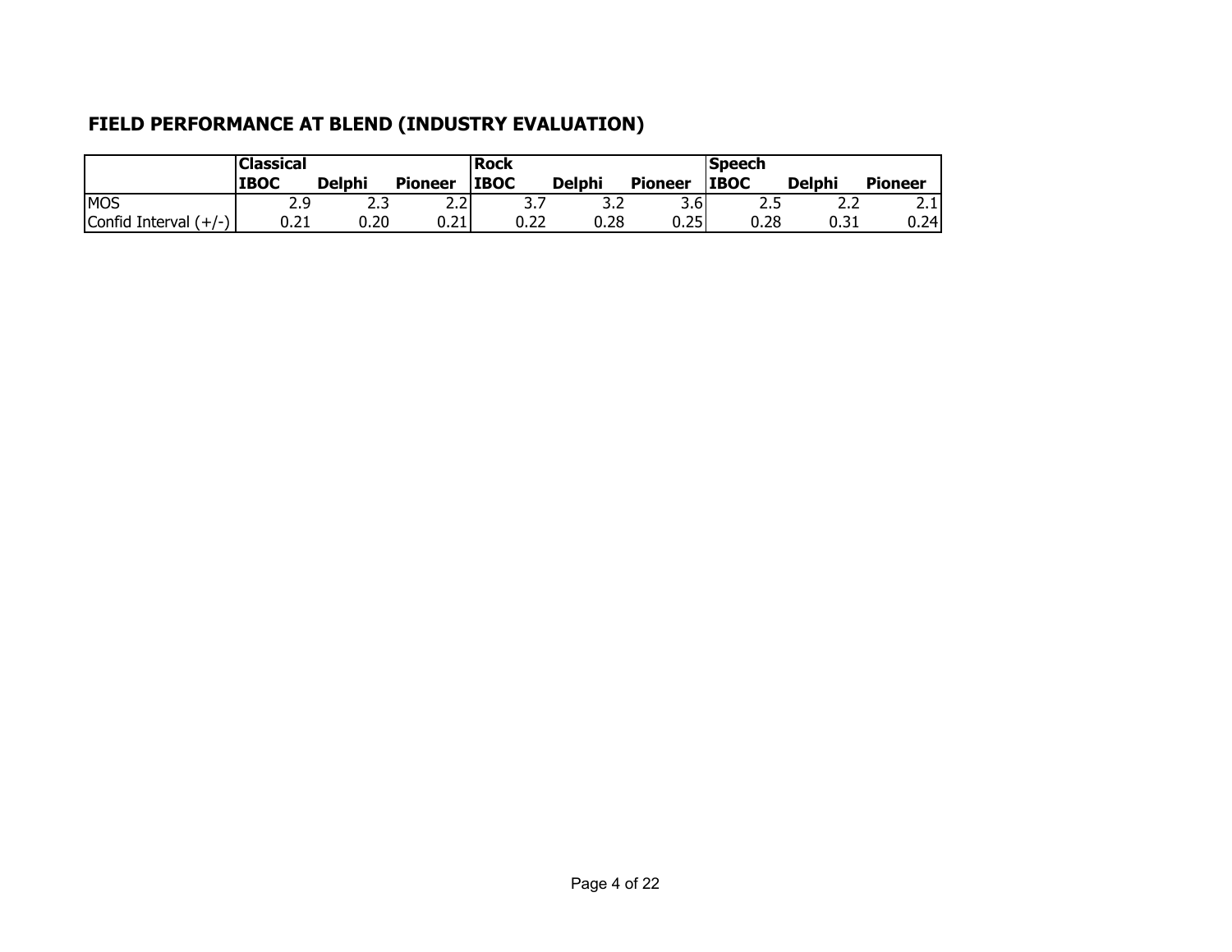## FIELD PERFORMANCE AT BLEND (INDUSTRY EVALUATION)

| | Classical | | | Rock | | | Speech | | |
|---|---|---|---|---|---|---|---|---|---|
| | **IBOC** | **Delphi** | **Pioneer** | **IBOC** | **Delphi** | **Pioneer** | **IBOC** | **Delphi** | **Pioneer** |
| MOS | 2.9 | 2.3 | 2.2 | 3.7 | 3.2 | 3.6 | 2.5 | 2.2 | 2.1 |
| Confid Interval (+/-) | 0.21 | 0.20 | 0.21 | 0.22 | 0.28 | 0.25 | 0.28 | 0.31 | 0.24 |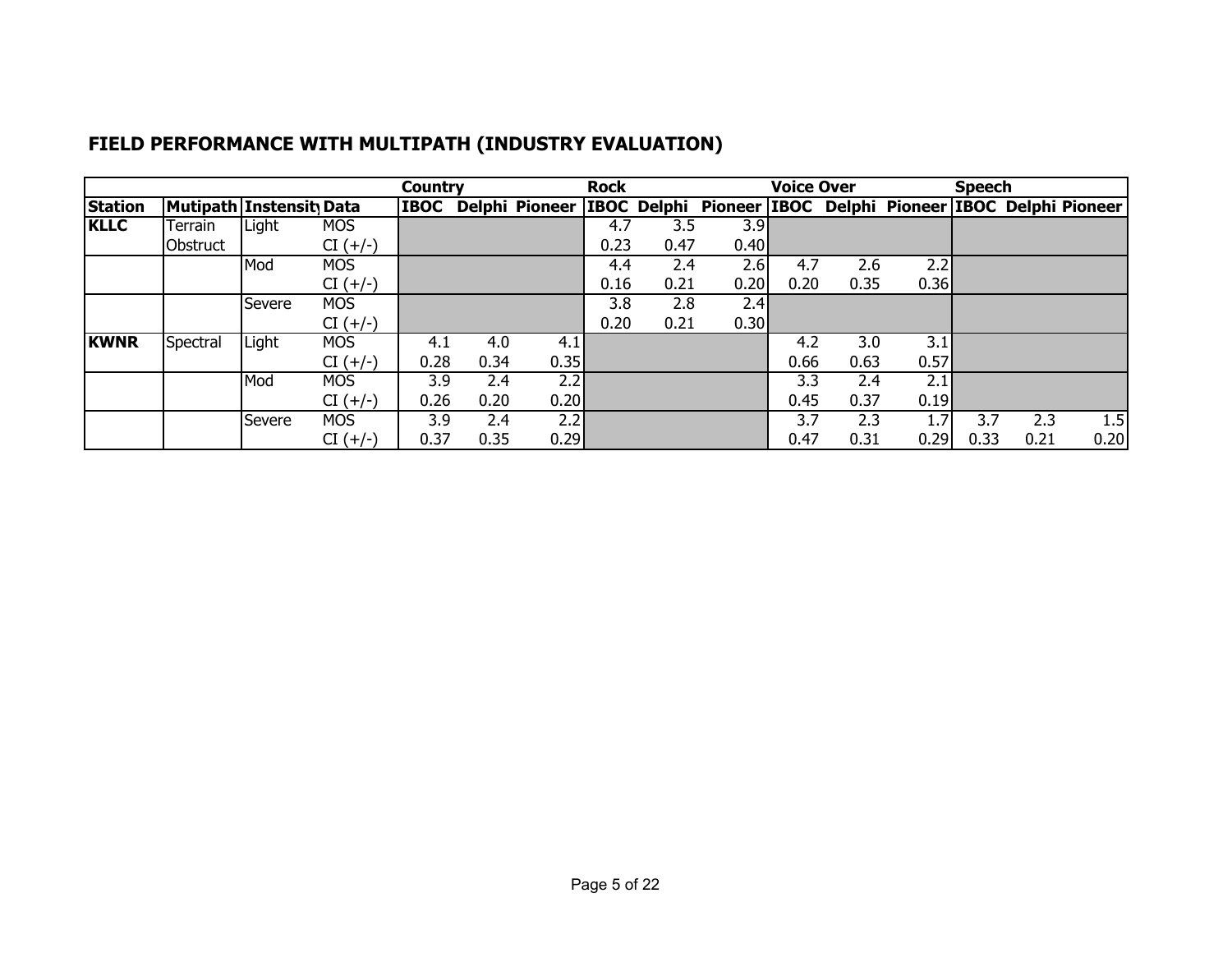## FIELD PERFORMANCE WITH MULTIPATH (INDUSTRY EVALUATION)

| | | | | Country | | | Rock | | | Voice Over | | | Speech | | |
|---|---|---|---|---|---|---|---|---|---|---|---|---|---|---|---|
| **Station** | **Mutipath** | **Instensity** | **Data** | **IBOC** | **Delphi** | **Pioneer** | **IBOC** | **Delphi** | **Pioneer** | **IBOC** | **Delphi** | **Pioneer** | **IBOC** | **Delphi** | **Pioneer** |
| **KLLC** | Terrain | Light | MOS | | | | 4.7 | 3.5 | 3.9 | | | | | | |
| | Obstruct | | CI (+/-) | | | | 0.23 | 0.47 | 0.40 | | | | | | |
| | | Mod | MOS | | | | 4.4 | 2.4 | 2.6 | 4.7 | 2.6 | 2.2 | | | |
| | | | CI (+/-) | | | | 0.16 | 0.21 | 0.20 | 0.20 | 0.35 | 0.36 | | | |
| | | Severe | MOS | | | | 3.8 | 2.8 | 2.4 | | | | | | |
| | | | CI (+/-) | | | | 0.20 | 0.21 | 0.30 | | | | | | |
| **KWNR** | Spectral | Light | MOS | 4.1 | 4.0 | 4.1 | | | | 4.2 | 3.0 | 3.1 | | | |
| | | | CI (+/-) | 0.28 | 0.34 | 0.35 | | | | 0.66 | 0.63 | 0.57 | | | |
| | | Mod | MOS | 3.9 | 2.4 | 2.2 | | | | 3.3 | 2.4 | 2.1 | | | |
| | | | CI (+/-) | 0.26 | 0.20 | 0.20 | | | | 0.45 | 0.37 | 0.19 | | | |
| | | Severe | MOS | 3.9 | 2.4 | 2.2 | | | | 3.7 | 2.3 | 1.7 | 3.7 | 2.3 | 1.5 |
| | | | CI (+/-) | 0.37 | 0.35 | 0.29 | | | | 0.47 | 0.31 | 0.29 | 0.33 | 0.21 | 0.20 |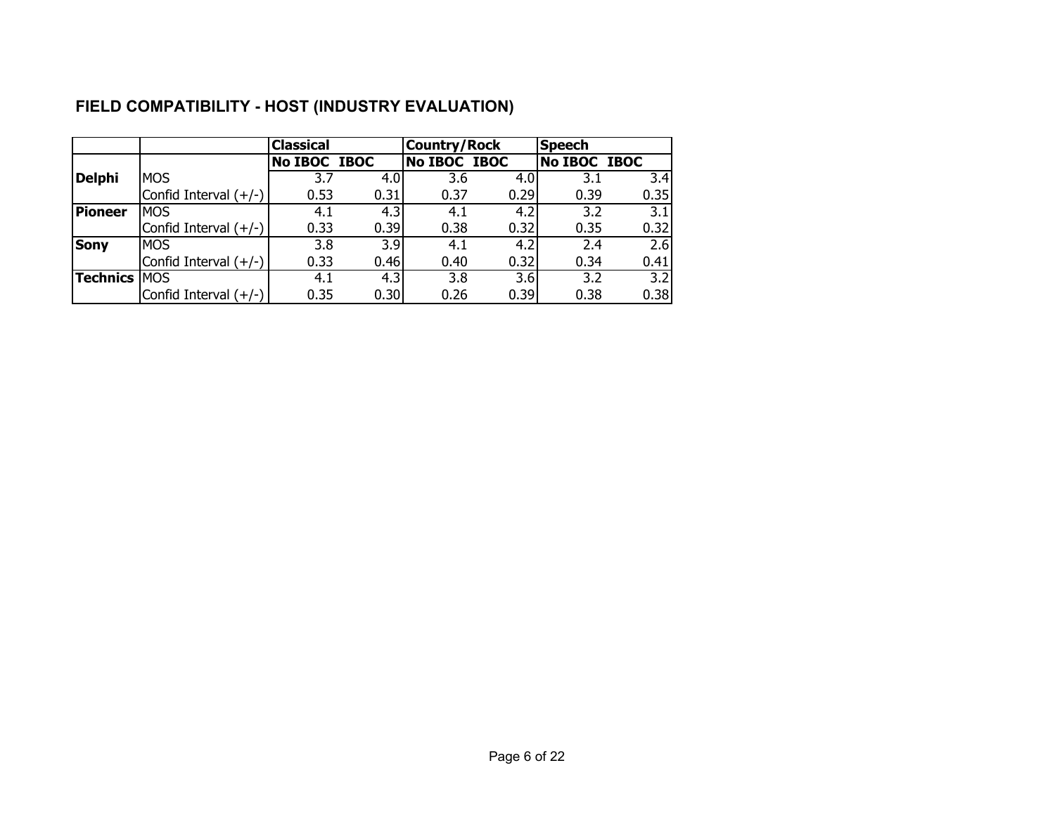## FIELD COMPATIBILITY - HOST (INDUSTRY EVALUATION)

| | | Classical | | Country/Rock | | Speech | |
|---|---|---|---|---|---|---|---|
| | | No IBOC | IBOC | No IBOC | IBOC | No IBOC | IBOC |
| **Delphi** | MOS | 3.7 | 4.0 | 3.6 | 4.0 | 3.1 | 3.4 |
| | Confid Interval (+/-) | 0.53 | 0.31 | 0.37 | 0.29 | 0.39 | 0.35 |
| **Pioneer** | MOS | 4.1 | 4.3 | 4.1 | 4.2 | 3.2 | 3.1 |
| | Confid Interval (+/-) | 0.33 | 0.39 | 0.38 | 0.32 | 0.35 | 0.32 |
| **Sony** | MOS | 3.8 | 3.9 | 4.1 | 4.2 | 2.4 | 2.6 |
| | Confid Interval (+/-) | 0.33 | 0.46 | 0.40 | 0.32 | 0.34 | 0.41 |
| **Technics** | MOS | 4.1 | 4.3 | 3.8 | 3.6 | 3.2 | 3.2 |
| | Confid Interval (+/-) | 0.35 | 0.30 | 0.26 | 0.39 | 0.38 | 0.38 |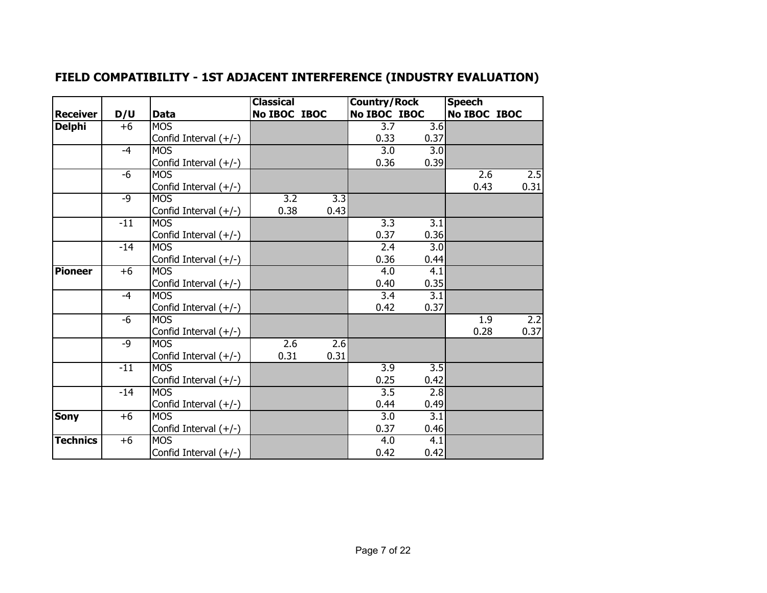# FIELD COMPATIBILITY - 1ST ADJACENT INTERFERENCE (INDUSTRY EVALUATION)

| Receiver | D/U | Data | Classical | | Country/Rock | | Speech | |
|---|---|---|---|---|---|---|---|---|
| | | | No IBOC | IBOC | No IBOC | IBOC | No IBOC | IBOC |
| **Delphi** | +6 | MOS | | | 3.7 | 3.6 | | |
| | | Confid Interval (+/-) | | | 0.33 | 0.37 | | |
| | -4 | MOS | | | 3.0 | 3.0 | | |
| | | Confid Interval (+/-) | | | 0.36 | 0.39 | | |
| | -6 | MOS | | | | | 2.6 | 2.5 |
| | | Confid Interval (+/-) | | | | | 0.43 | 0.31 |
| | -9 | MOS | 3.2 | 3.3 | | | | |
| | | Confid Interval (+/-) | 0.38 | 0.43 | | | | |
| | -11 | MOS | | | 3.3 | 3.1 | | |
| | | Confid Interval (+/-) | | | 0.37 | 0.36 | | |
| | -14 | MOS | | | 2.4 | 3.0 | | |
| | | Confid Interval (+/-) | | | 0.36 | 0.44 | | |
| **Pioneer** | +6 | MOS | | | 4.0 | 4.1 | | |
| | | Confid Interval (+/-) | | | 0.40 | 0.35 | | |
| | -4 | MOS | | | 3.4 | 3.1 | | |
| | | Confid Interval (+/-) | | | 0.42 | 0.37 | | |
| | -6 | MOS | | | | | 1.9 | 2.2 |
| | | Confid Interval (+/-) | | | | | 0.28 | 0.37 |
| | -9 | MOS | 2.6 | 2.6 | | | | |
| | | Confid Interval (+/-) | 0.31 | 0.31 | | | | |
| | -11 | MOS | | | 3.9 | 3.5 | | |
| | | Confid Interval (+/-) | | | 0.25 | 0.42 | | |
| | -14 | MOS | | | 3.5 | 2.8 | | |
| | | Confid Interval (+/-) | | | 0.44 | 0.49 | | |
| **Sony** | +6 | MOS | | | 3.0 | 3.1 | | |
| | | Confid Interval (+/-) | | | 0.37 | 0.46 | | |
| **Technics** | +6 | MOS | | | 4.0 | 4.1 | | |
| | | Confid Interval (+/-) | | | 0.42 | 0.42 | | |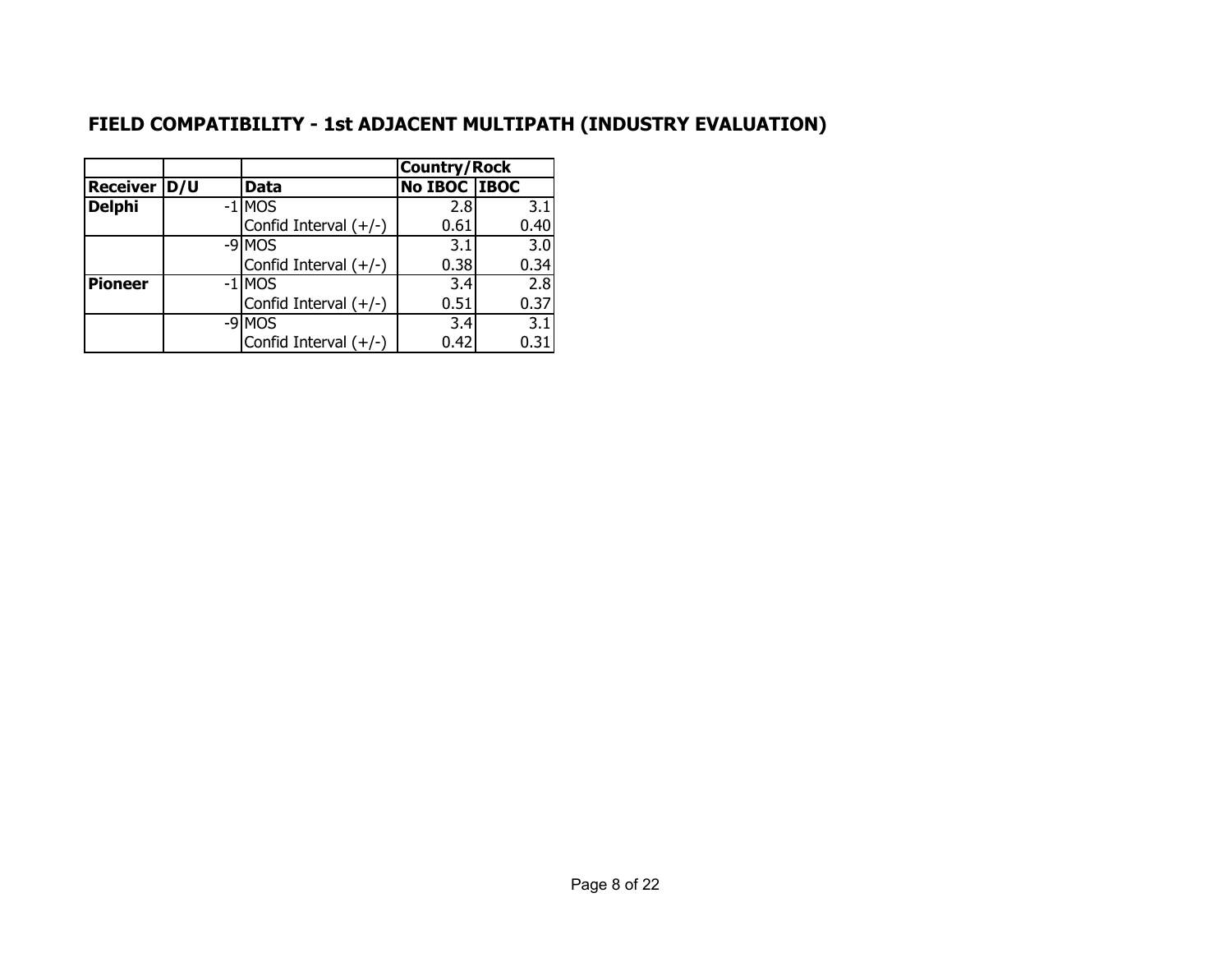## FIELD COMPATIBILITY - 1st ADJACENT MULTIPATH (INDUSTRY EVALUATION)

| | | | Country/Rock | |
|---|---|---|---|---|
| **Receiver** | **D/U** | **Data** | **No IBOC** | **IBOC** |
| **Delphi** | -1 | MOS | 2.8 | 3.1 |
| | | Confid Interval (+/-) | 0.61 | 0.40 |
| | -9 | MOS | 3.1 | 3.0 |
| | | Confid Interval (+/-) | 0.38 | 0.34 |
| **Pioneer** | -1 | MOS | 3.4 | 2.8 |
| | | Confid Interval (+/-) | 0.51 | 0.37 |
| | -9 | MOS | 3.4 | 3.1 |
| | | Confid Interval (+/-) | 0.42 | 0.31 |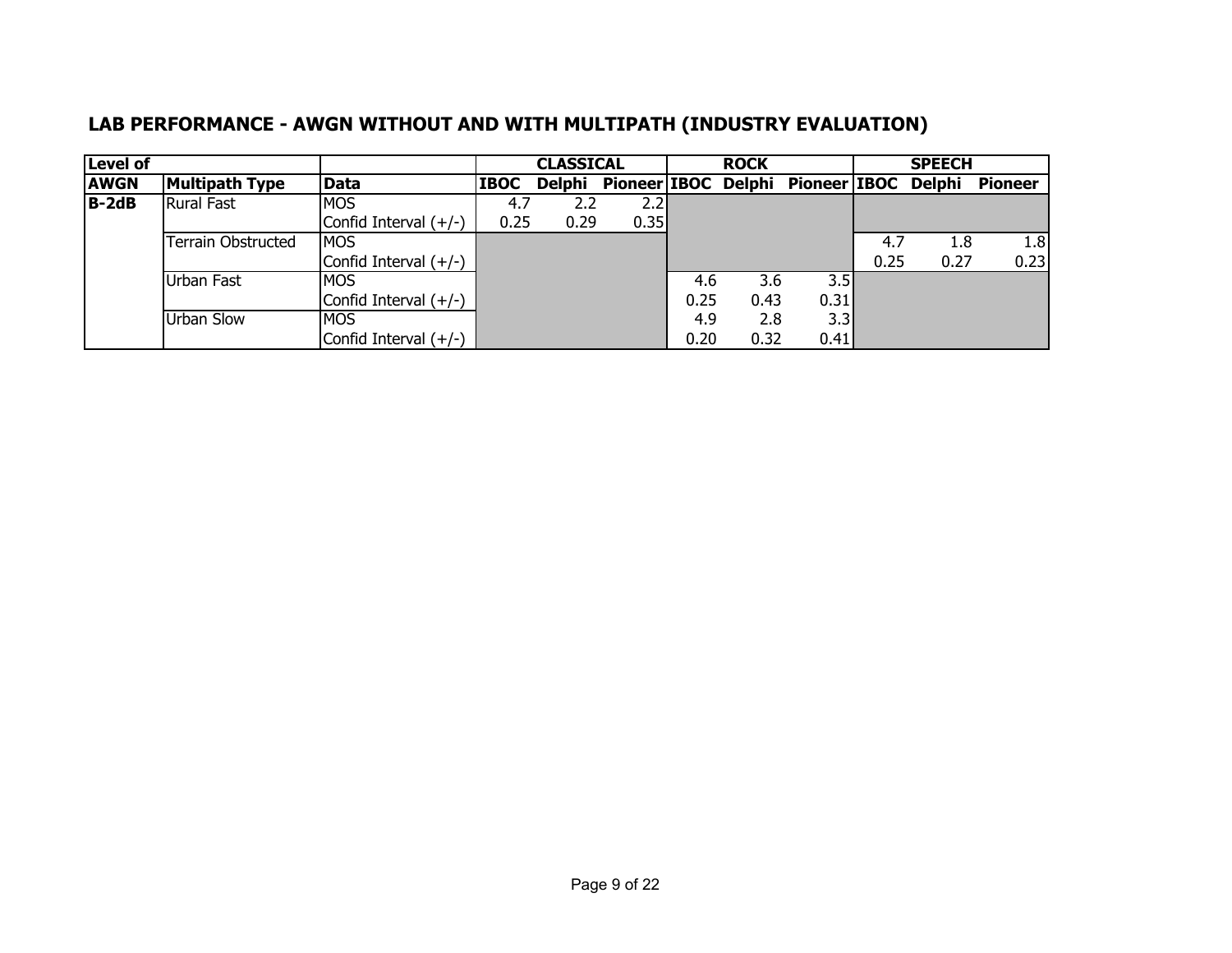## LAB PERFORMANCE - AWGN WITHOUT AND WITH MULTIPATH (INDUSTRY EVALUATION)

| Level of | | | CLASSICAL | | | ROCK | | | SPEECH | | |
|---|---|---|---|---|---|---|---|---|---|---|---|
| AWGN | Multipath Type | Data | IBOC | Delphi | Pioneer | IBOC | Delphi | Pioneer | IBOC | Delphi | Pioneer |
| B-2dB | Rural Fast | MOS | 4.7 | 2.2 | 2.2 | | | | | | |
| | | Confid Interval (+/-) | 0.25 | 0.29 | 0.35 | | | | | | |
| | Terrain Obstructed | MOS | | | | | | | 4.7 | 1.8 | 1.8 |
| | | Confid Interval (+/-) | | | | | | | 0.25 | 0.27 | 0.23 |
| | Urban Fast | MOS | | | | 4.6 | 3.6 | 3.5 | | | |
| | | Confid Interval (+/-) | | | | 0.25 | 0.43 | 0.31 | | | |
| | Urban Slow | MOS | | | | 4.9 | 2.8 | 3.3 | | | |
| | | Confid Interval (+/-) | | | | 0.20 | 0.32 | 0.41 | | | |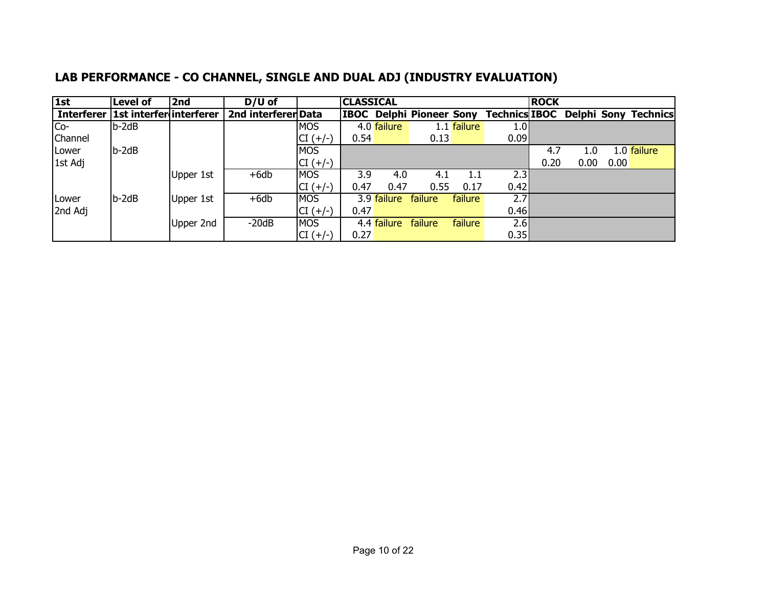## LAB PERFORMANCE - CO CHANNEL, SINGLE AND DUAL ADJ (INDUSTRY EVALUATION)

| 1st | Level of | 2nd | D/U of | | CLASSICAL | | | | | ROCK | | | |
|---|---|---|---|---|---|---|---|---|---|---|---|---|---|
| **Interferer** | **1st interferer** | **interferer** | **2nd interferer** | **Data** | **IBOC** | **Delphi** | **Pioneer** | **Sony** | **Technics** | **IBOC** | **Delphi** | **Sony** | **Technics** |
| Co-Channel | b-2dB | | | MOS | 4.0 | failure | 1.1 | failure | 1.0 | | | | |
| | | | | CI (+/-) | 0.54 | | 0.13 | | 0.09 | | | | |
| Lower 1st Adj | b-2dB | | | MOS | | | | | | 4.7 | 1.0 | 1.0 | failure |
| | | | | CI (+/-) | | | | | | 0.20 | 0.00 | 0.00 | |
| | | Upper 1st | +6db | MOS | 3.9 | 4.0 | 4.1 | 1.1 | 2.3 | | | | |
| | | | | CI (+/-) | 0.47 | 0.47 | 0.55 | 0.17 | 0.42 | | | | |
| Lower 2nd Adj | b-2dB | Upper 1st | +6db | MOS | 3.9 | failure | failure | failure | 2.7 | | | | |
| | | | | CI (+/-) | 0.47 | | | | 0.46 | | | | |
| | | Upper 2nd | -20dB | MOS | 4.4 | failure | failure | failure | 2.6 | | | | |
| | | | | CI (+/-) | 0.27 | | | | 0.35 | | | | |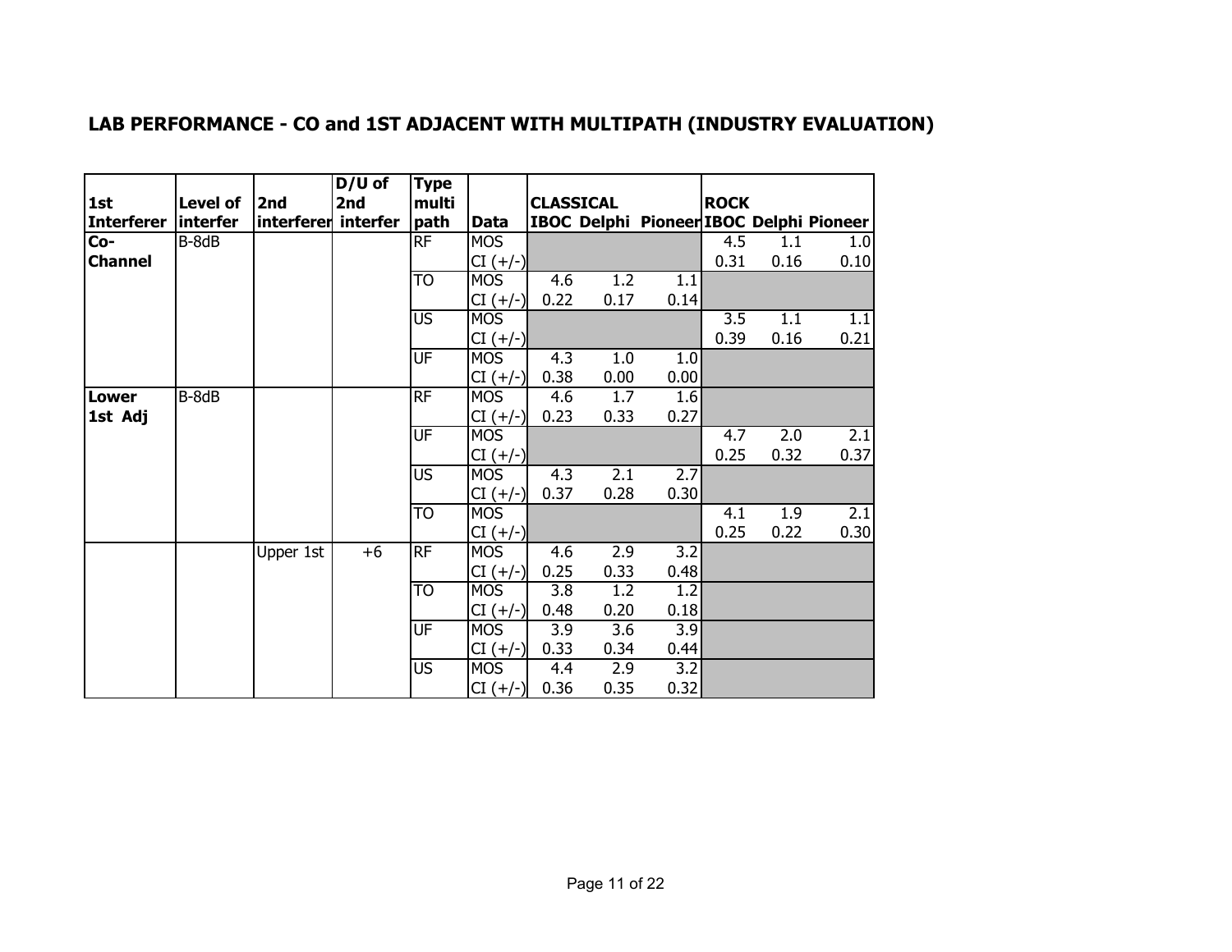## LAB PERFORMANCE - CO and 1ST ADJACENT WITH MULTIPATH (INDUSTRY EVALUATION)

| 1st Interferer | Level of interfer | 2nd interferer | D/U of 2nd interfer | Type multi path | Data | CLASSICAL | | | ROCK | | |
|---|---|---|---|---|---|---|---|---|---|---|---|
| | | | | | | IBOC | Delphi | Pioneer | IBOC | Delphi | Pioneer |
| Co-Channel | B-8dB | | | RF | MOS | | | | 4.5 | 1.1 | 1.0 |
| | | | | | CI (+/-) | | | | 0.31 | 0.16 | 0.10 |
| | | | | TO | MOS | 4.6 | 1.2 | 1.1 | | | |
| | | | | | CI (+/-) | 0.22 | 0.17 | 0.14 | | | |
| | | | | US | MOS | | | | 3.5 | 1.1 | 1.1 |
| | | | | | CI (+/-) | | | | 0.39 | 0.16 | 0.21 |
| | | | | UF | MOS | 4.3 | 1.0 | 1.0 | | | |
| | | | | | CI (+/-) | 0.38 | 0.00 | 0.00 | | | |
| Lower 1st Adj | B-8dB | | | RF | MOS | 4.6 | 1.7 | 1.6 | | | |
| | | | | | CI (+/-) | 0.23 | 0.33 | 0.27 | | | |
| | | | | UF | MOS | | | | 4.7 | 2.0 | 2.1 |
| | | | | | CI (+/-) | | | | 0.25 | 0.32 | 0.37 |
| | | | | US | MOS | 4.3 | 2.1 | 2.7 | | | |
| | | | | | CI (+/-) | 0.37 | 0.28 | 0.30 | | | |
| | | | | TO | MOS | | | | 4.1 | 1.9 | 2.1 |
| | | | | | CI (+/-) | | | | 0.25 | 0.22 | 0.30 |
| | | Upper 1st | +6 | RF | MOS | 4.6 | 2.9 | 3.2 | | | |
| | | | | | CI (+/-) | 0.25 | 0.33 | 0.48 | | | |
| | | | | TO | MOS | 3.8 | 1.2 | 1.2 | | | |
| | | | | | CI (+/-) | 0.48 | 0.20 | 0.18 | | | |
| | | | | UF | MOS | 3.9 | 3.6 | 3.9 | | | |
| | | | | | CI (+/-) | 0.33 | 0.34 | 0.44 | | | |
| | | | | US | MOS | 4.4 | 2.9 | 3.2 | | | |
| | | | | | CI (+/-) | 0.36 | 0.35 | 0.32 | | | |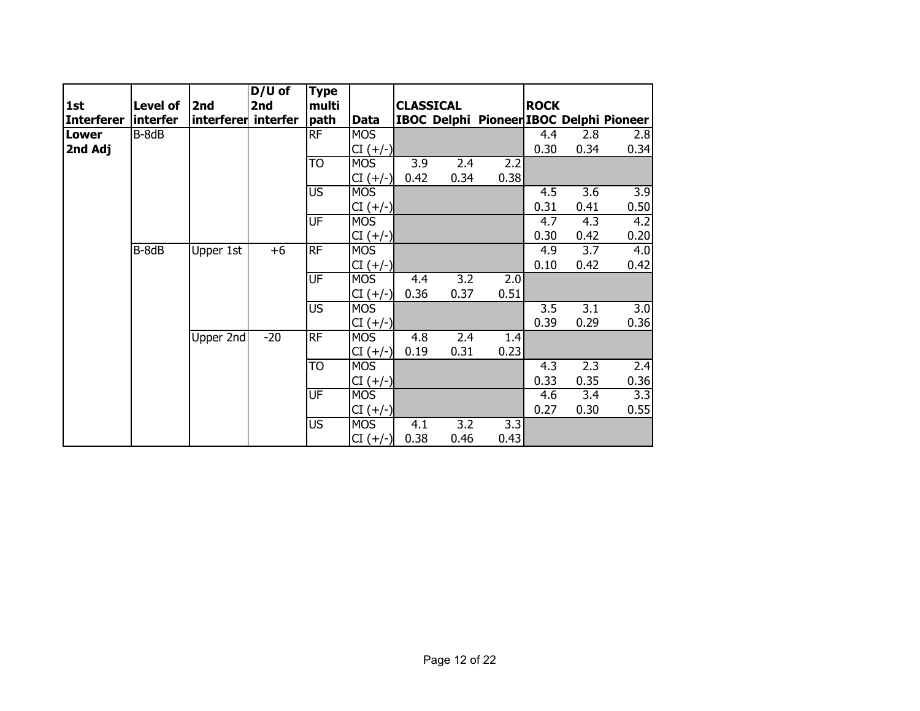| 1st Interferer | Level of interfer | 2nd interferer | D/U of 2nd interfer | Type multi path | Data | CLASSICAL | | | ROCK | | |
|---|---|---|---|---|---|---|---|---|---|---|---|
| | | | | | | IBOC | Delphi | Pioneer | IBOC | Delphi | Pioneer |
| **Lower 2nd Adj** | B-8dB | | | RF | MOS | | | | 4.4 | 2.8 | 2.8 |
| | | | | | CI (+/-) | | | | 0.30 | 0.34 | 0.34 |
| | | | | TO | MOS | 3.9 | 2.4 | 2.2 | | | |
| | | | | | CI (+/-) | 0.42 | 0.34 | 0.38 | | | |
| | | | | US | MOS | | | | 4.5 | 3.6 | 3.9 |
| | | | | | CI (+/-) | | | | 0.31 | 0.41 | 0.50 |
| | | | | UF | MOS | | | | 4.7 | 4.3 | 4.2 |
| | | | | | CI (+/-) | | | | 0.30 | 0.42 | 0.20 |
| | B-8dB | Upper 1st | +6 | RF | MOS | | | | 4.9 | 3.7 | 4.0 |
| | | | | | CI (+/-) | | | | 0.10 | 0.42 | 0.42 |
| | | | | UF | MOS | 4.4 | 3.2 | 2.0 | | | |
| | | | | | CI (+/-) | 0.36 | 0.37 | 0.51 | | | |
| | | | | US | MOS | | | | 3.5 | 3.1 | 3.0 |
| | | | | | CI (+/-) | | | | 0.39 | 0.29 | 0.36 |
| | | Upper 2nd | -20 | RF | MOS | 4.8 | 2.4 | 1.4 | | | |
| | | | | | CI (+/-) | 0.19 | 0.31 | 0.23 | | | |
| | | | | TO | MOS | | | | 4.3 | 2.3 | 2.4 |
| | | | | | CI (+/-) | | | | 0.33 | 0.35 | 0.36 |
| | | | | UF | MOS | | | | 4.6 | 3.4 | 3.3 |
| | | | | | CI (+/-) | | | | 0.27 | 0.30 | 0.55 |
| | | | | US | MOS | 4.1 | 3.2 | 3.3 | | | |
| | | | | | CI (+/-) | 0.38 | 0.46 | 0.43 | | | |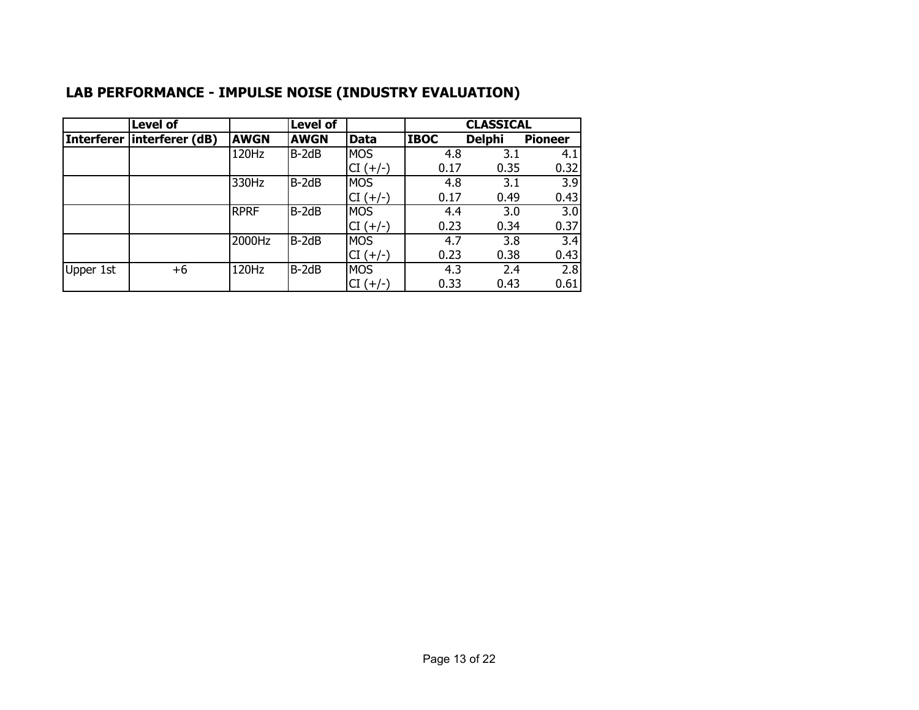## LAB PERFORMANCE - IMPULSE NOISE (INDUSTRY EVALUATION)

| | Level of | | Level of | | CLASSICAL | | |
|---|---|---|---|---|---|---|---|
| Interferer | interferer (dB) | AWGN | AWGN | Data | IBOC | Delphi | Pioneer |
| | | 120Hz | B-2dB | MOS | 4.8 | 3.1 | 4.1 |
| | | | | CI (+/-) | 0.17 | 0.35 | 0.32 |
| | | 330Hz | B-2dB | MOS | 4.8 | 3.1 | 3.9 |
| | | | | CI (+/-) | 0.17 | 0.49 | 0.43 |
| | | RPRF | B-2dB | MOS | 4.4 | 3.0 | 3.0 |
| | | | | CI (+/-) | 0.23 | 0.34 | 0.37 |
| | | 2000Hz | B-2dB | MOS | 4.7 | 3.8 | 3.4 |
| | | | | CI (+/-) | 0.23 | 0.38 | 0.43 |
| Upper 1st | +6 | 120Hz | B-2dB | MOS | 4.3 | 2.4 | 2.8 |
| | | | | CI (+/-) | 0.33 | 0.43 | 0.61 |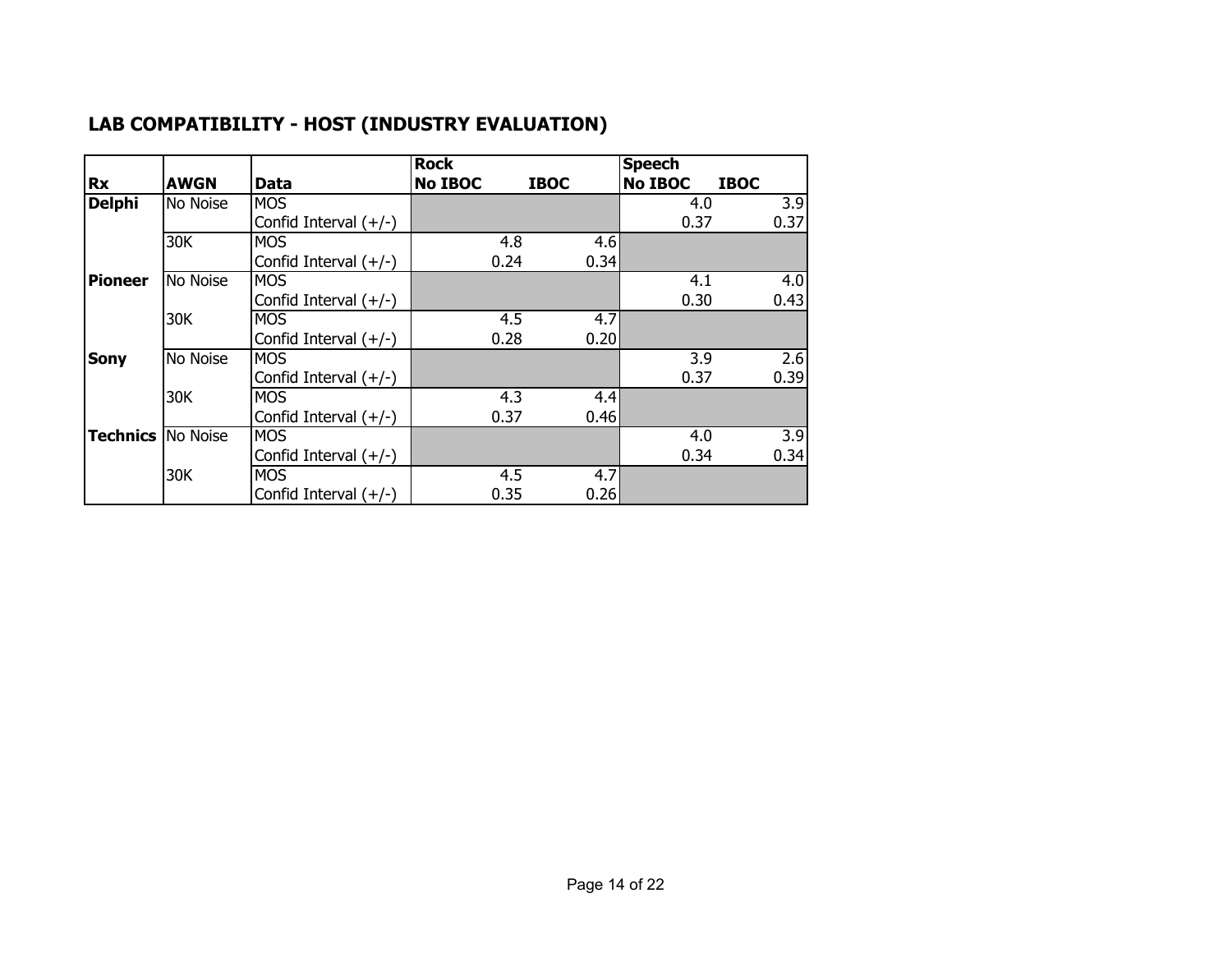## LAB COMPATIBILITY - HOST (INDUSTRY EVALUATION)

| Rx | AWGN | Data | Rock | | Speech | |
|---|---|---|---|---|---|---|
| | | | No IBOC | IBOC | No IBOC | IBOC |
| **Delphi** | No Noise | MOS | | | 4.0 | 3.9 |
| | | Confid Interval (+/-) | | | 0.37 | 0.37 |
| | 30K | MOS | 4.8 | 4.6 | | |
| | | Confid Interval (+/-) | 0.24 | 0.34 | | |
| **Pioneer** | No Noise | MOS | | | 4.1 | 4.0 |
| | | Confid Interval (+/-) | | | 0.30 | 0.43 |
| | 30K | MOS | 4.5 | 4.7 | | |
| | | Confid Interval (+/-) | 0.28 | 0.20 | | |
| **Sony** | No Noise | MOS | | | 3.9 | 2.6 |
| | | Confid Interval (+/-) | | | 0.37 | 0.39 |
| | 30K | MOS | 4.3 | 4.4 | | |
| | | Confid Interval (+/-) | 0.37 | 0.46 | | |
| **Technics** | No Noise | MOS | | | 4.0 | 3.9 |
| | | Confid Interval (+/-) | | | 0.34 | 0.34 |
| | 30K | MOS | 4.5 | 4.7 | | |
| | | Confid Interval (+/-) | 0.35 | 0.26 | | |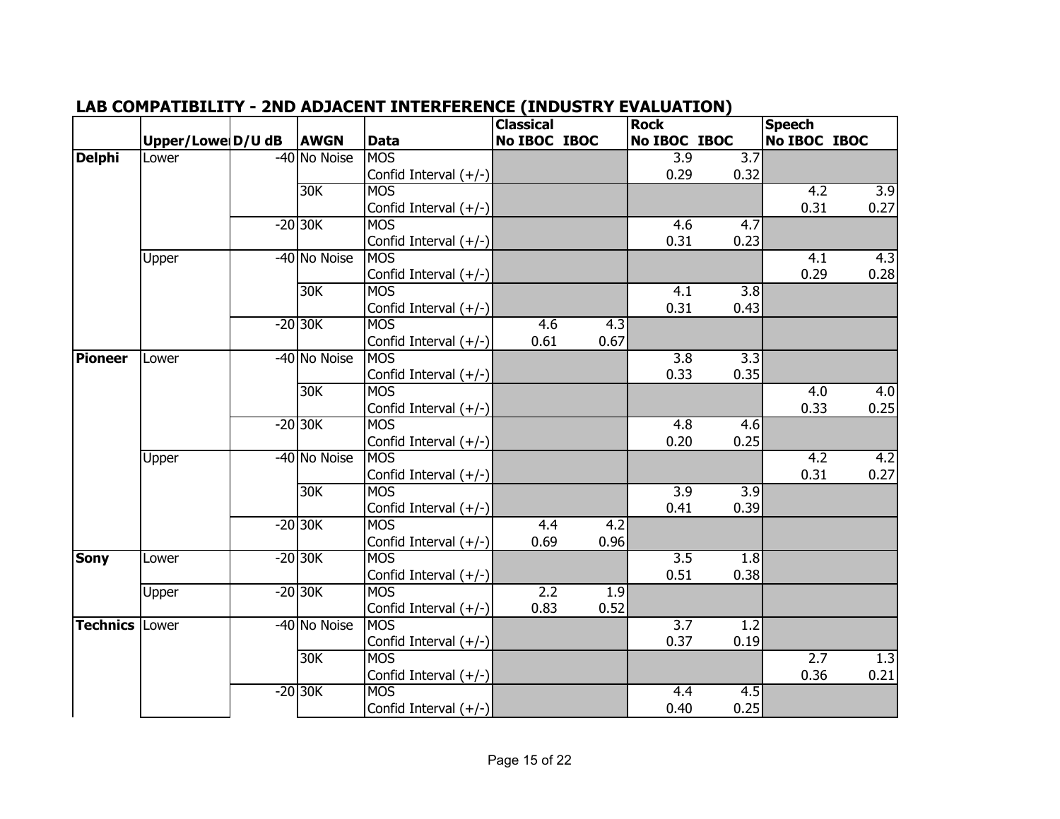## LAB COMPATIBILITY - 2ND ADJACENT INTERFERENCE (INDUSTRY EVALUATION)

| | Upper/Lowe | D/U dB | AWGN | Data | Classical | | Rock | | Speech | |
|---|---|---|---|---|---|---|---|---|---|---|
| | | | | | No IBOC | IBOC | No IBOC | IBOC | No IBOC | IBOC |
| **Delphi** | Lower | -40 | No Noise | MOS | | | 3.9 | 3.7 | | |
| | | | | Confid Interval (+/-) | | | 0.29 | 0.32 | | |
| | | | 30K | MOS | | | | | 4.2 | 3.9 |
| | | | | Confid Interval (+/-) | | | | | 0.31 | 0.27 |
| | | -20 | 30K | MOS | | | 4.6 | 4.7 | | |
| | | | | Confid Interval (+/-) | | | 0.31 | 0.23 | | |
| | Upper | -40 | No Noise | MOS | | | | | 4.1 | 4.3 |
| | | | | Confid Interval (+/-) | | | | | 0.29 | 0.28 |
| | | | 30K | MOS | | | 4.1 | 3.8 | | |
| | | | | Confid Interval (+/-) | | | 0.31 | 0.43 | | |
| | | -20 | 30K | MOS | 4.6 | 4.3 | | | | |
| | | | | Confid Interval (+/-) | 0.61 | 0.67 | | | | |
| **Pioneer** | Lower | -40 | No Noise | MOS | | | 3.8 | 3.3 | | |
| | | | | Confid Interval (+/-) | | | 0.33 | 0.35 | | |
| | | | 30K | MOS | | | | | 4.0 | 4.0 |
| | | | | Confid Interval (+/-) | | | | | 0.33 | 0.25 |
| | | -20 | 30K | MOS | | | 4.8 | 4.6 | | |
| | | | | Confid Interval (+/-) | | | 0.20 | 0.25 | | |
| | Upper | -40 | No Noise | MOS | | | | | 4.2 | 4.2 |
| | | | | Confid Interval (+/-) | | | | | 0.31 | 0.27 |
| | | | 30K | MOS | | | 3.9 | 3.9 | | |
| | | | | Confid Interval (+/-) | | | 0.41 | 0.39 | | |
| | | -20 | 30K | MOS | 4.4 | 4.2 | | | | |
| | | | | Confid Interval (+/-) | 0.69 | 0.96 | | | | |
| **Sony** | Lower | -20 | 30K | MOS | | | 3.5 | 1.8 | | |
| | | | | Confid Interval (+/-) | | | 0.51 | 0.38 | | |
| | Upper | -20 | 30K | MOS | 2.2 | 1.9 | | | | |
| | | | | Confid Interval (+/-) | 0.83 | 0.52 | | | | |
| **Technics** | Lower | -40 | No Noise | MOS | | | 3.7 | 1.2 | | |
| | | | | Confid Interval (+/-) | | | 0.37 | 0.19 | | |
| | | | 30K | MOS | | | | | 2.7 | 1.3 |
| | | | | Confid Interval (+/-) | | | | | 0.36 | 0.21 |
| | | -20 | 30K | MOS | | | 4.4 | 4.5 | | |
| | | | | Confid Interval (+/-) | | | 0.40 | 0.25 | | |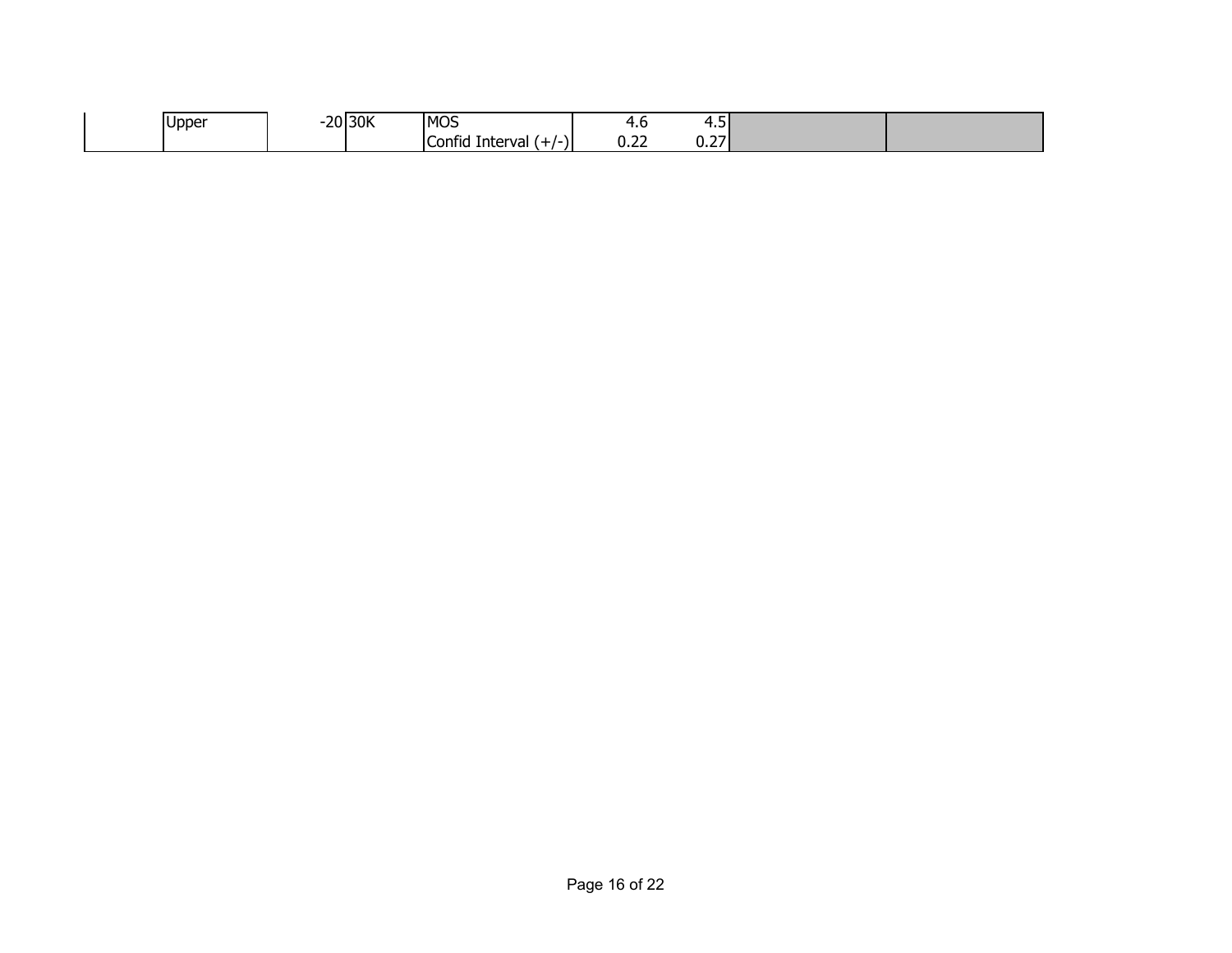| | | | | | | | | |
|---|---|---|---|---|---|---|---|---|
| | Upper | -20 | 30K | MOS | 4.6 | 4.5 | | |
| | | | | Confid Interval (+/-) | 0.22 | 0.27 | | |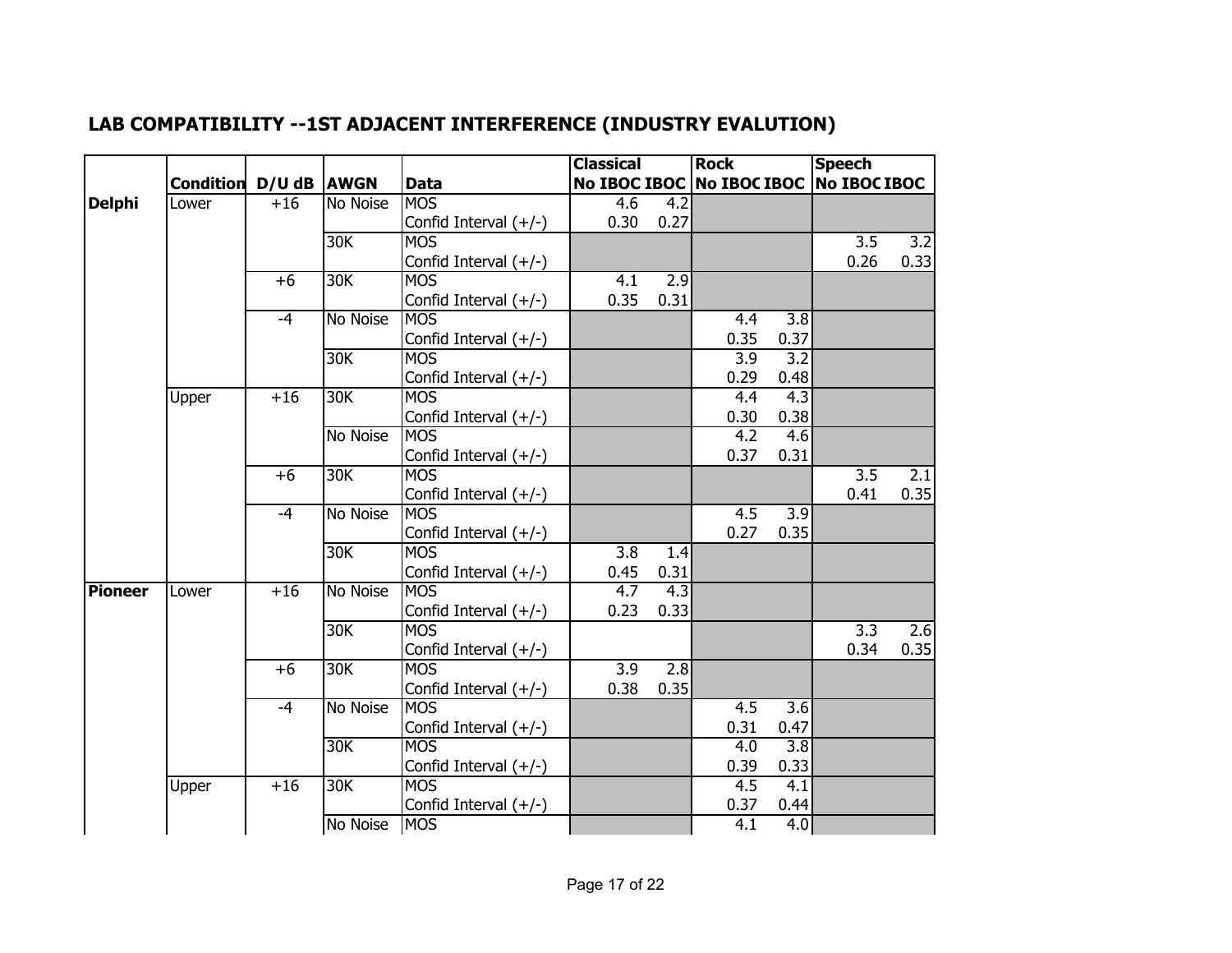## LAB COMPATIBILITY --1ST ADJACENT INTERFERENCE (INDUSTRY EVALUTION)

| | Condition | D/U dB | AWGN | Data | Classical No IBOC | Classical IBOC | Rock No IBOC | Rock IBOC | Speech No IBOC | Speech IBOC |
|---|---|---|---|---|---|---|---|---|---|---|
| **Delphi** | Lower | +16 | No Noise | MOS | 4.6 | 4.2 | | | | |
| | | | | Confid Interval (+/-) | 0.30 | 0.27 | | | | |
| | | | 30K | MOS | | | | | 3.5 | 3.2 |
| | | | | Confid Interval (+/-) | | | | | 0.26 | 0.33 |
| | | +6 | 30K | MOS | 4.1 | 2.9 | | | | |
| | | | | Confid Interval (+/-) | 0.35 | 0.31 | | | | |
| | | -4 | No Noise | MOS | | | 4.4 | 3.8 | | |
| | | | | Confid Interval (+/-) | | | 0.35 | 0.37 | | |
| | | | 30K | MOS | | | 3.9 | 3.2 | | |
| | | | | Confid Interval (+/-) | | | 0.29 | 0.48 | | |
| | Upper | +16 | 30K | MOS | | | 4.4 | 4.3 | | |
| | | | | Confid Interval (+/-) | | | 0.30 | 0.38 | | |
| | | | No Noise | MOS | | | 4.2 | 4.6 | | |
| | | | | Confid Interval (+/-) | | | 0.37 | 0.31 | | |
| | | +6 | 30K | MOS | | | | | 3.5 | 2.1 |
| | | | | Confid Interval (+/-) | | | | | 0.41 | 0.35 |
| | | -4 | No Noise | MOS | | | 4.5 | 3.9 | | |
| | | | | Confid Interval (+/-) | | | 0.27 | 0.35 | | |
| | | | 30K | MOS | 3.8 | 1.4 | | | | |
| | | | | Confid Interval (+/-) | 0.45 | 0.31 | | | | |
| **Pioneer** | Lower | +16 | No Noise | MOS | 4.7 | 4.3 | | | | |
| | | | | Confid Interval (+/-) | 0.23 | 0.33 | | | | |
| | | | 30K | MOS | | | | | 3.3 | 2.6 |
| | | | | Confid Interval (+/-) | | | | | 0.34 | 0.35 |
| | | +6 | 30K | MOS | 3.9 | 2.8 | | | | |
| | | | | Confid Interval (+/-) | 0.38 | 0.35 | | | | |
| | | -4 | No Noise | MOS | | | 4.5 | 3.6 | | |
| | | | | Confid Interval (+/-) | | | 0.31 | 0.47 | | |
| | | | 30K | MOS | | | 4.0 | 3.8 | | |
| | | | | Confid Interval (+/-) | | | 0.39 | 0.33 | | |
| | Upper | +16 | 30K | MOS | | | 4.5 | 4.1 | | |
| | | | | Confid Interval (+/-) | | | 0.37 | 0.44 | | |
| | | | No Noise | MOS | | | 4.1 | 4.0 | | |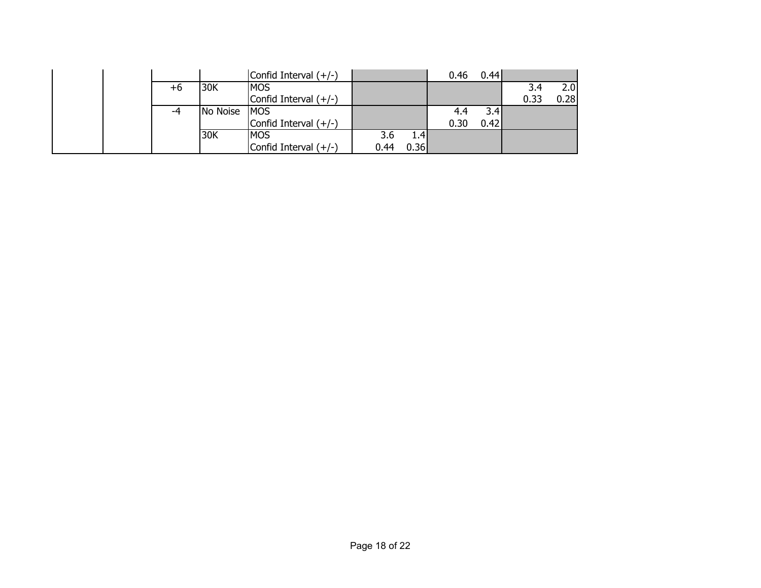| | | | | | | | | | | |
|---|---|---|---|---|---|---|---|---|---|---|
| | | | | Confid Interval (+/-) | | | 0.46 | 0.44 | | |
| | | +6 | 30K | MOS | | | | | 3.4 | 2.0 |
| | | | | Confid Interval (+/-) | | | | | 0.33 | 0.28 |
| | | -4 | No Noise | MOS | | | 4.4 | 3.4 | | |
| | | | | Confid Interval (+/-) | | | 0.30 | 0.42 | | |
| | | | 30K | MOS | 3.6 | 1.4 | | | | |
| | | | | Confid Interval (+/-) | 0.44 | 0.36 | | | | |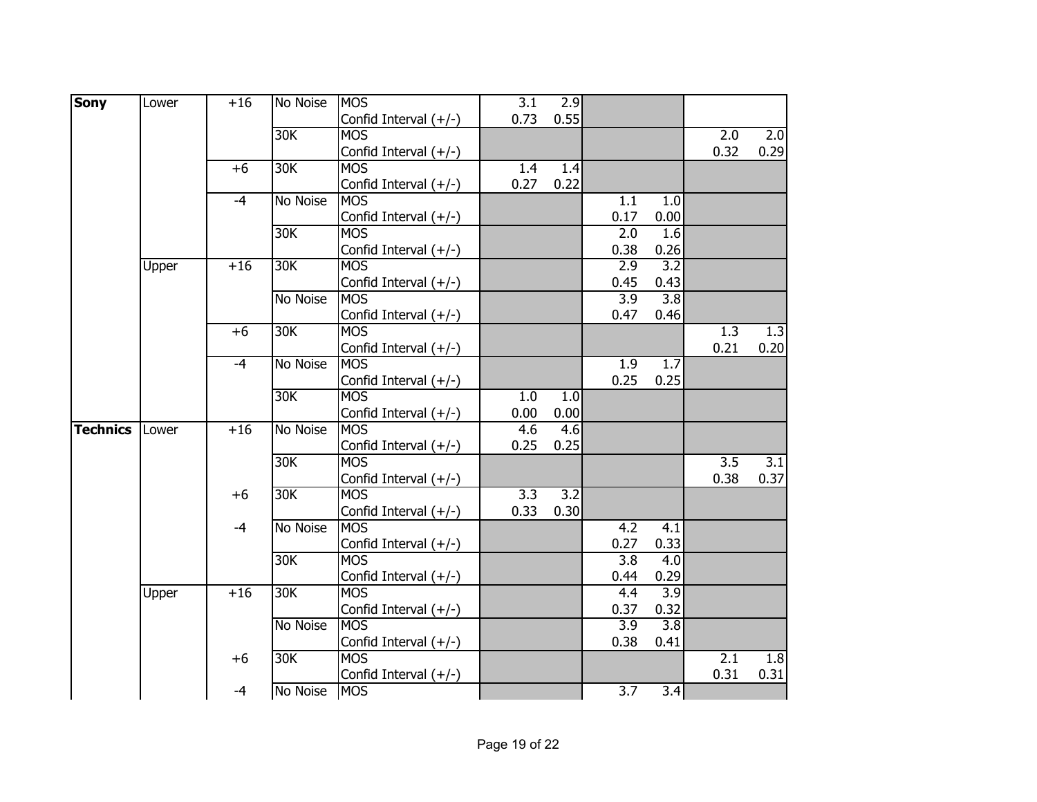| | | | | | | | | | | |
|---|---|---|---|---|---|---|---|---|---|---|
| **Sony** | Lower | +16 | No Noise | MOS | 3.1 | 2.9 | | | | |
| | | | | Confid Interval (+/-) | 0.73 | 0.55 | | | | |
| | | | 30K | MOS | | | | | 2.0 | 2.0 |
| | | | | Confid Interval (+/-) | | | | | 0.32 | 0.29 |
| | | +6 | 30K | MOS | 1.4 | 1.4 | | | | |
| | | | | Confid Interval (+/-) | 0.27 | 0.22 | | | | |
| | | -4 | No Noise | MOS | | | 1.1 | 1.0 | | |
| | | | | Confid Interval (+/-) | | | 0.17 | 0.00 | | |
| | | | 30K | MOS | | | 2.0 | 1.6 | | |
| | | | | Confid Interval (+/-) | | | 0.38 | 0.26 | | |
| | Upper | +16 | 30K | MOS | | | 2.9 | 3.2 | | |
| | | | | Confid Interval (+/-) | | | 0.45 | 0.43 | | |
| | | | No Noise | MOS | | | 3.9 | 3.8 | | |
| | | | | Confid Interval (+/-) | | | 0.47 | 0.46 | | |
| | | +6 | 30K | MOS | | | | | 1.3 | 1.3 |
| | | | | Confid Interval (+/-) | | | | | 0.21 | 0.20 |
| | | -4 | No Noise | MOS | | | 1.9 | 1.7 | | |
| | | | | Confid Interval (+/-) | | | 0.25 | 0.25 | | |
| | | | 30K | MOS | 1.0 | 1.0 | | | | |
| | | | | Confid Interval (+/-) | 0.00 | 0.00 | | | | |
| **Technics** | Lower | +16 | No Noise | MOS | 4.6 | 4.6 | | | | |
| | | | | Confid Interval (+/-) | 0.25 | 0.25 | | | | |
| | | | 30K | MOS | | | | | 3.5 | 3.1 |
| | | | | Confid Interval (+/-) | | | | | 0.38 | 0.37 |
| | | +6 | 30K | MOS | 3.3 | 3.2 | | | | |
| | | | | Confid Interval (+/-) | 0.33 | 0.30 | | | | |
| | | -4 | No Noise | MOS | | | 4.2 | 4.1 | | |
| | | | | Confid Interval (+/-) | | | 0.27 | 0.33 | | |
| | | | 30K | MOS | | | 3.8 | 4.0 | | |
| | | | | Confid Interval (+/-) | | | 0.44 | 0.29 | | |
| | Upper | +16 | 30K | MOS | | | 4.4 | 3.9 | | |
| | | | | Confid Interval (+/-) | | | 0.37 | 0.32 | | |
| | | | No Noise | MOS | | | 3.9 | 3.8 | | |
| | | | | Confid Interval (+/-) | | | 0.38 | 0.41 | | |
| | | +6 | 30K | MOS | | | | | 2.1 | 1.8 |
| | | | | Confid Interval (+/-) | | | | | 0.31 | 0.31 |
| | | -4 | No Noise | MOS | | | 3.7 | 3.4 | | |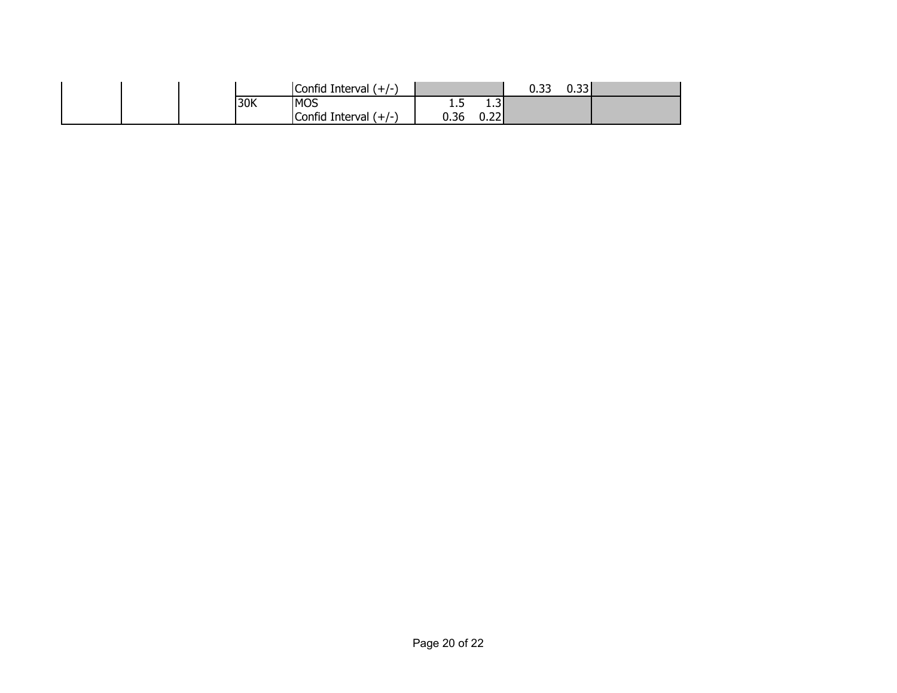| | | | | | | | | | | |
|---|---|---|---|---|---|---|---|---|---|---|
| | | | | Confid Interval (+/-) | | | 0.33 | 0.33 | | |
| | | | 30K | MOS | 1.5 | 1.3 | | | | |
| | | | | Confid Interval (+/-) | 0.36 | 0.22 | | | | |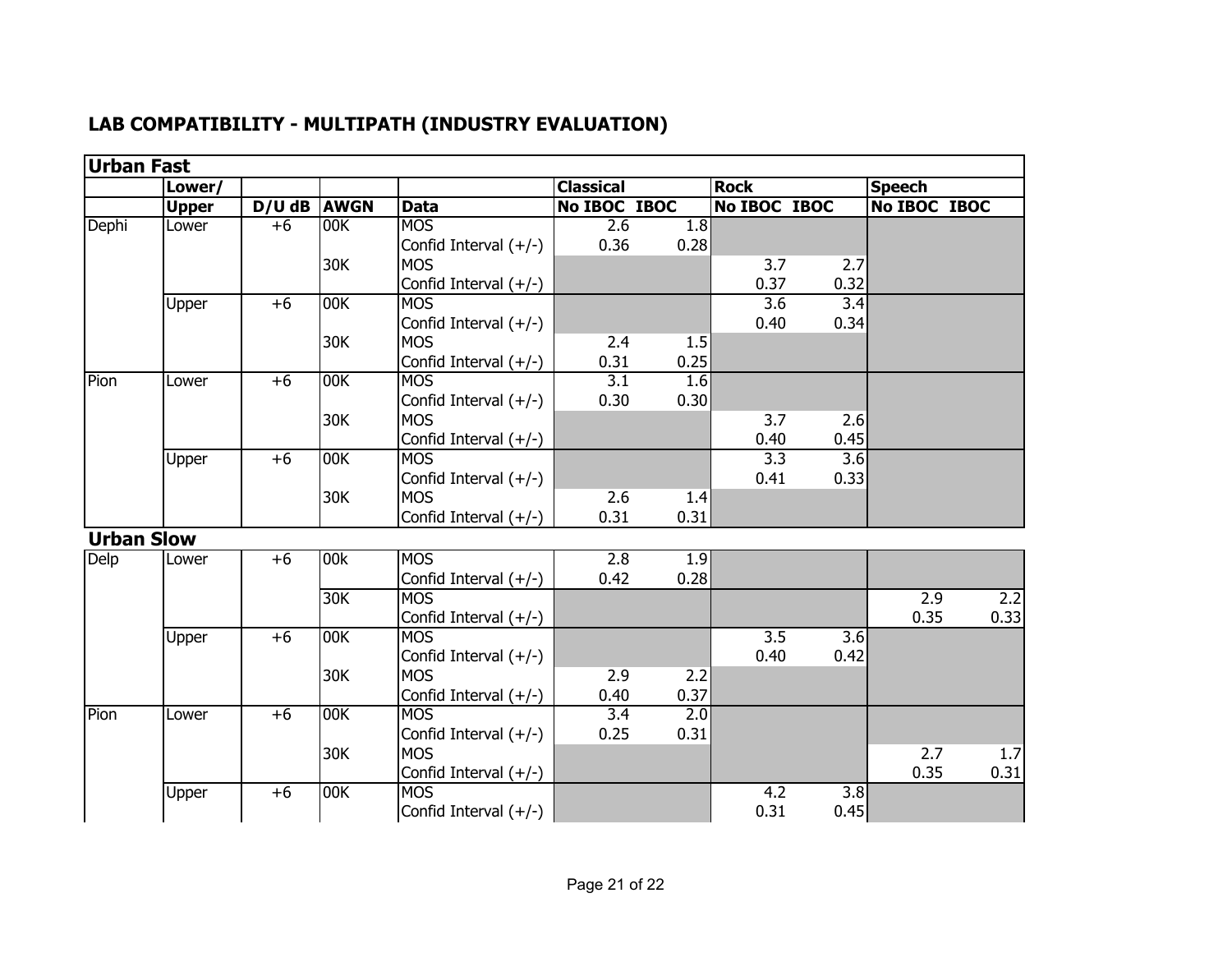## LAB COMPATIBILITY - MULTIPATH (INDUSTRY EVALUATION)

### Urban Fast

| | Lower/ | | | | Classical | | Rock | | Speech | |
|---|---|---|---|---|---|---|---|---|---|---|
| | Upper | D/U dB | AWGN | Data | No IBOC | IBOC | No IBOC | IBOC | No IBOC | IBOC |
| Dephi | Lower | +6 | 00K | MOS | 2.6 | 1.8 | | | | |
| | | | | Confid Interval (+/-) | 0.36 | 0.28 | | | | |
| | | | 30K | MOS | | | 3.7 | 2.7 | | |
| | | | | Confid Interval (+/-) | | | 0.37 | 0.32 | | |
| | Upper | +6 | 00K | MOS | | | 3.6 | 3.4 | | |
| | | | | Confid Interval (+/-) | | | 0.40 | 0.34 | | |
| | | | 30K | MOS | 2.4 | 1.5 | | | | |
| | | | | Confid Interval (+/-) | 0.31 | 0.25 | | | | |
| Pion | Lower | +6 | 00K | MOS | 3.1 | 1.6 | | | | |
| | | | | Confid Interval (+/-) | 0.30 | 0.30 | | | | |
| | | | 30K | MOS | | | 3.7 | 2.6 | | |
| | | | | Confid Interval (+/-) | | | 0.40 | 0.45 | | |
| | Upper | +6 | 00K | MOS | | | 3.3 | 3.6 | | |
| | | | | Confid Interval (+/-) | | | 0.41 | 0.33 | | |
| | | | 30K | MOS | 2.6 | 1.4 | | | | |
| | | | | Confid Interval (+/-) | 0.31 | 0.31 | | | | |

### Urban Slow

| | Lower/ Upper | D/U dB | AWGN | Data | Classical No IBOC | Classical IBOC | Rock No IBOC | Rock IBOC | Speech No IBOC | Speech IBOC |
|---|---|---|---|---|---|---|---|---|---|---|
| Delp | Lower | +6 | 00k | MOS | 2.8 | 1.9 | | | | |
| | | | | Confid Interval (+/-) | 0.42 | 0.28 | | | | |
| | | | 30K | MOS | | | | | 2.9 | 2.2 |
| | | | | Confid Interval (+/-) | | | | | 0.35 | 0.33 |
| | Upper | +6 | 00K | MOS | | | 3.5 | 3.6 | | |
| | | | | Confid Interval (+/-) | | | 0.40 | 0.42 | | |
| | | | 30K | MOS | 2.9 | 2.2 | | | | |
| | | | | Confid Interval (+/-) | 0.40 | 0.37 | | | | |
| Pion | Lower | +6 | 00K | MOS | 3.4 | 2.0 | | | | |
| | | | | Confid Interval (+/-) | 0.25 | 0.31 | | | | |
| | | | 30K | MOS | | | | | 2.7 | 1.7 |
| | | | | Confid Interval (+/-) | | | | | 0.35 | 0.31 |
| | Upper | +6 | 00K | MOS | | | 4.2 | 3.8 | | |
| | | | | Confid Interval (+/-) | | | 0.31 | 0.45 | | |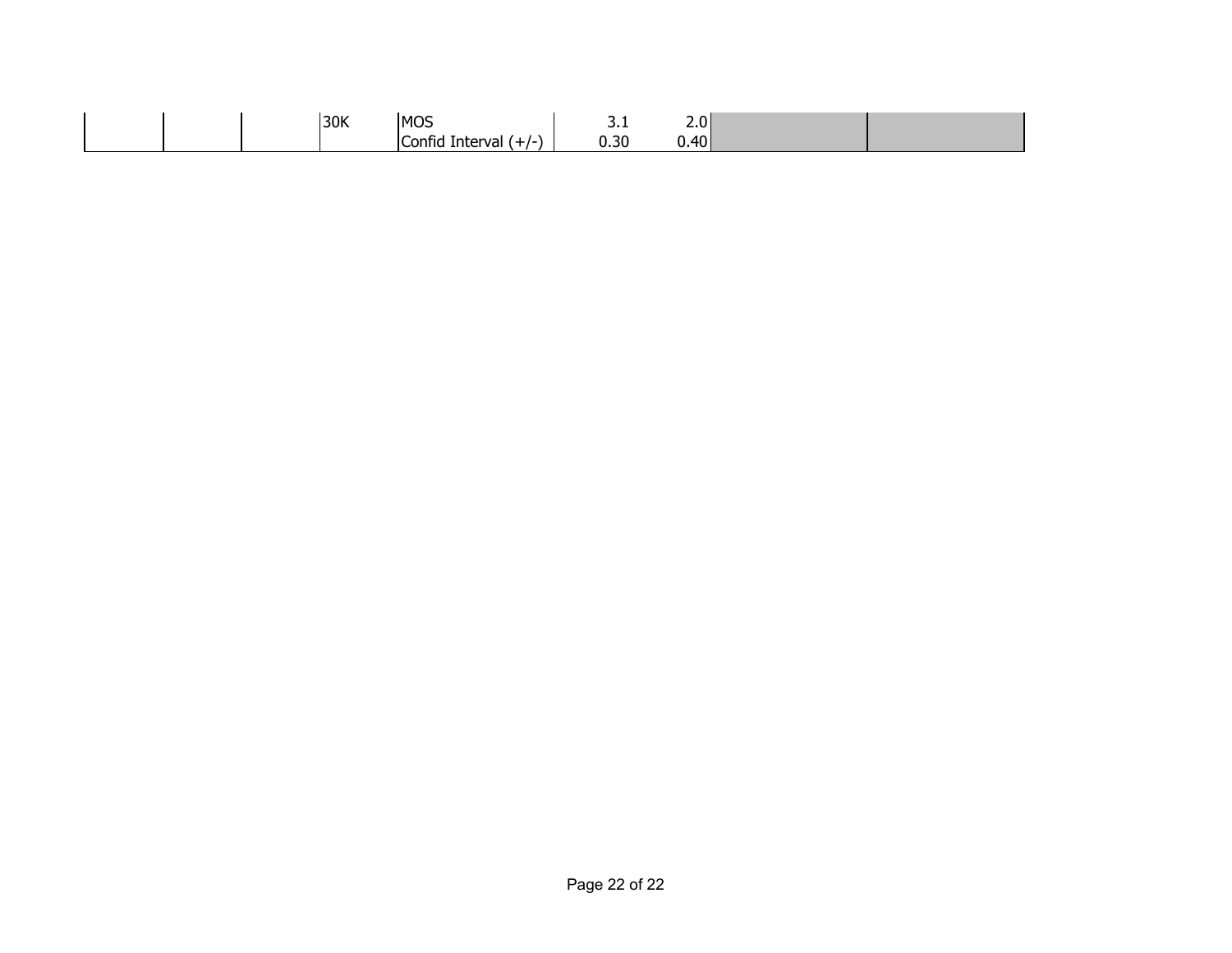|  |  |  |  |  |  |  |  |  |
|---|---|---|---|---|---|---|---|---|
|  |  |  | 30K | MOS | 3.1 | 2.0 |  |  |
|  |  |  |  | Confid Interval (+/-) | 0.30 | 0.40 |  |  |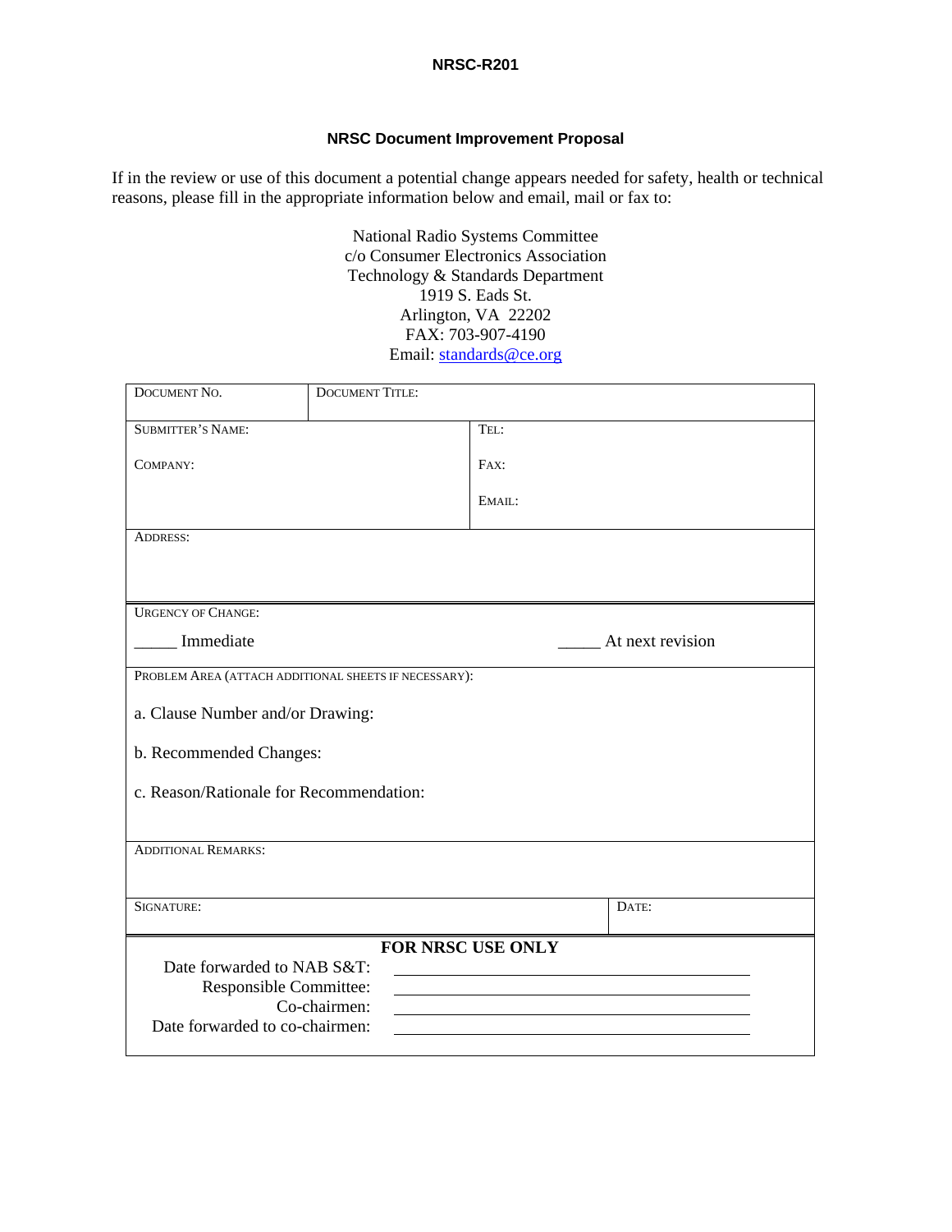NRSC-R201

## NRSC Document Improvement Proposal

If in the review or use of this document a potential change appears needed for safety, health or technical reasons, please fill in the appropriate information below and email, mail or fax to:

National Radio Systems Committee
c/o Consumer Electronics Association
Technology & Standards Department
1919 S. Eads St.
Arlington, VA 22202
FAX: 703-907-4190
Email: standards@ce.org

| DOCUMENT NO. | DOCUMENT TITLE: | |
|---|---|---|
| SUBMITTER'S NAME: | | TEL: |
| COMPANY: | | FAX: |
| | | EMAIL: |
| ADDRESS: | | |
| URGENCY OF CHANGE: | | |
| _____ Immediate | | _____ At next revision |
| PROBLEM AREA (ATTACH ADDITIONAL SHEETS IF NECESSARY): | | |
| a. Clause Number and/or Drawing: | | |
| b. Recommended Changes: | | |
| c. Reason/Rationale for Recommendation: | | |
| ADDITIONAL REMARKS: | | |
| SIGNATURE: | | DATE: |

**FOR NRSC USE ONLY**

Date forwarded to NAB S&T: ______________________

Responsible Committee: ______________________

Co-chairmen: ______________________

Date forwarded to co-chairmen: ______________________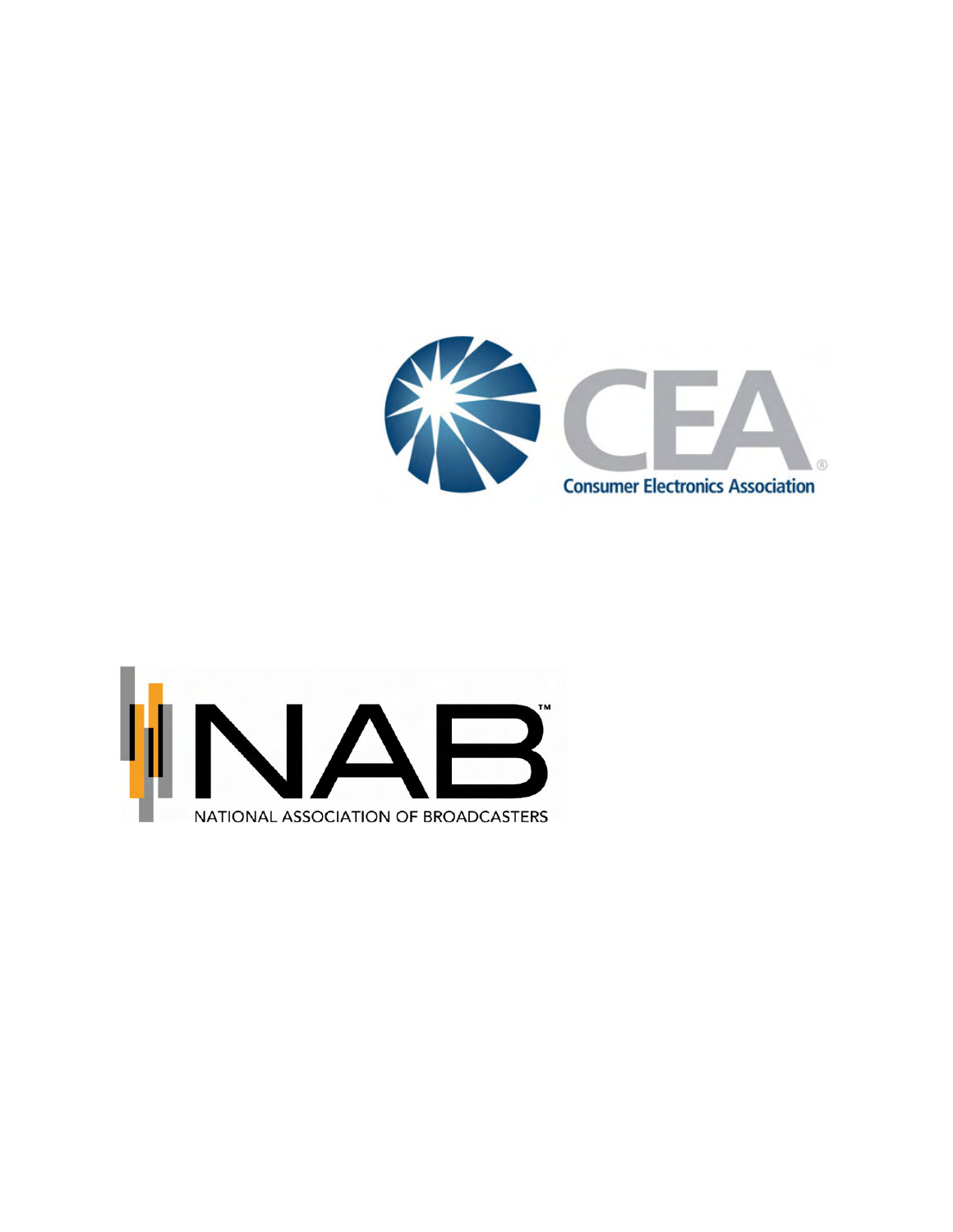CEA

Consumer Electronics Association

NAB

NATIONAL ASSOCIATION OF BROADCASTERS